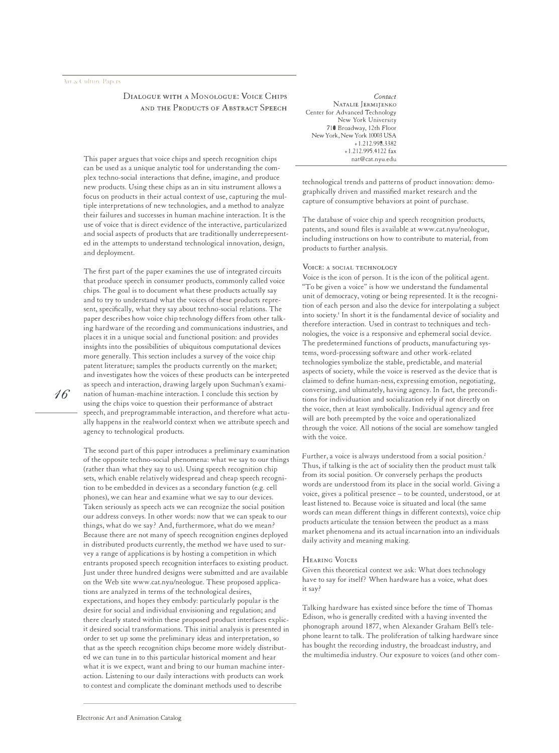# Dialogue with a Monologue: Voice Chips and the Products of Abstract Speech

*Contact*
Natalie Jermijenko
Center for Advanced Technology
New York University
710 Broadway, 12th Floor
New York, New York 10003 USA
+1.212.998.3382
+1.212.995.4122 fax
nat@cat.nyu.edu

This paper argues that voice chips and speech recognition chips can be used as a unique analytic tool for understanding the complex techno-social interactions that define, imagine, and produce new products. Using these chips as an in situ instrument allows a focus on products in their actual context of use, capturing the multiple interpretations of new technologies, and a method to analyze their failures and successes in human machine interaction. It is the use of voice that is direct evidence of the interactive, particularized and social aspects of products that are traditionally underrepresented in the attempts to understand technological innovation, design, and deployment.

The first part of the paper examines the use of integrated circuits that produce speech in consumer products, commonly called voice chips. The goal is to document what these products actually say and to try to understand what the voices of these products represent, specifically, what they say about techno-social relations. The paper describes how voice chip technology differs from other talking hardware of the recording and communications industries, and places it in a unique social and functional position: and provides insights into the possibilities of ubiquitous computational devices more generally. This section includes a survey of the voice chip patent literature; samples the products currently on the market; and investigates how the voices of these products can be interpreted as speech and interaction, drawing largely upon Suchman's examination of human-machine interaction. I conclude this section by using the chips voice to question their performance of abstract speech, and preprogrammable interaction, and therefore what actually happens in the realworld context when we attribute speech and agency to technological products.

The second part of this paper introduces a preliminary examination of the opposite techno-social phenomena: what we say to our things (rather than what they say to us). Using speech recognition chip sets, which enable relatively widespread and cheap speech recognition to be embedded in devices as a secondary function (e.g. cell phones), we can hear and examine what we say to our devices. Taken seriously as speech acts we can recognize the social position our address conveys. In other words: now that we can speak to our things, what do we say? And, furthermore, what do we mean? Because there are not many of speech recognition engines deployed in distributed products currently, the method we have used to survey a range of applications is by hosting a competition in which entrants proposed speech recognition interfaces to existing product. Just under three hundred designs were submitted and are available on the Web site www.cat.nyu/neologue. These proposed applications are analyzed in terms of the technological desires, expectations, and hopes they embody: particularly popular is the desire for social and individual envisioning and regulation; and there clearly stated within these proposed product interfaces explicit desired social transformations. This initial analysis is presented in order to set up some the preliminary ideas and interpretation, so that as the speech recognition chips become more widely distributed we can tune in to this particular historical moment and hear what it is we expect, want and bring to our human machine interaction. Listening to our daily interactions with products can work to contest and complicate the dominant methods used to describe technological trends and patterns of product innovation: demographically driven and massified market research and the capture of consumptive behaviors at point of purchase.

The database of voice chip and speech recognition products, patents, and sound files is available at www.cat.nyu.edu/neologue, including instructions on how to contribute to material, from products to further analysis.

## Voice: a social technology

Voice is the icon of person. It is the icon of the political agent. "To be given a voice" is how we understand the fundamental unit of democracy, voting or being represented. It is the recognition of each person and also the device for interpolating a subject into society.[1] In short it is the fundamental device of sociality and therefore interaction. Used in contrast to techniques and technologies, the voice is a responsive and ephemeral social device. The predetermined functions of products, manufacturing systems, word-processing software and other work-related technologies symbolize the stable, predictable, and material aspects of society, while the voice is reserved as the device that is claimed to define human-ness, expressing emotion, negotiating, conversing, and ultimately, having agency. In fact, the preconditions for individuation and socialization rely if not directly on the voice, then at least symbolically. Individual agency and free will are both preempted by the voice and operationalized through the voice. All notions of the social are somehow tangled with the voice.

Further, a voice is always understood from a social position.[2] Thus, if talking is the act of sociality then the product must talk from its social position. Or conversely perhaps the products words are understood from its place in the social world. Giving a voice, gives a political presence – to be counted, understood, or at least listened to. Because voice is situated and local (the same words can mean different things in different contexts), voice chip products articulate the tension between the product as a mass market phenomena and its actual incarnation into an individuals daily activity and meaning making.

## Hearing Voices

Given this theoretical context we ask: What does technology have to say for itself? When hardware has a voice, what does it say?

Talking hardware has existed since before the time of Thomas Edison, who is generally credited with a having invented the phonograph around 1877, when Alexander Graham Bell's telephone learnt to talk. The proliferation of talking hardware since has bought the recording industry, the broadcast industry, and the multimedia industry. Our exposure to voices (and other com-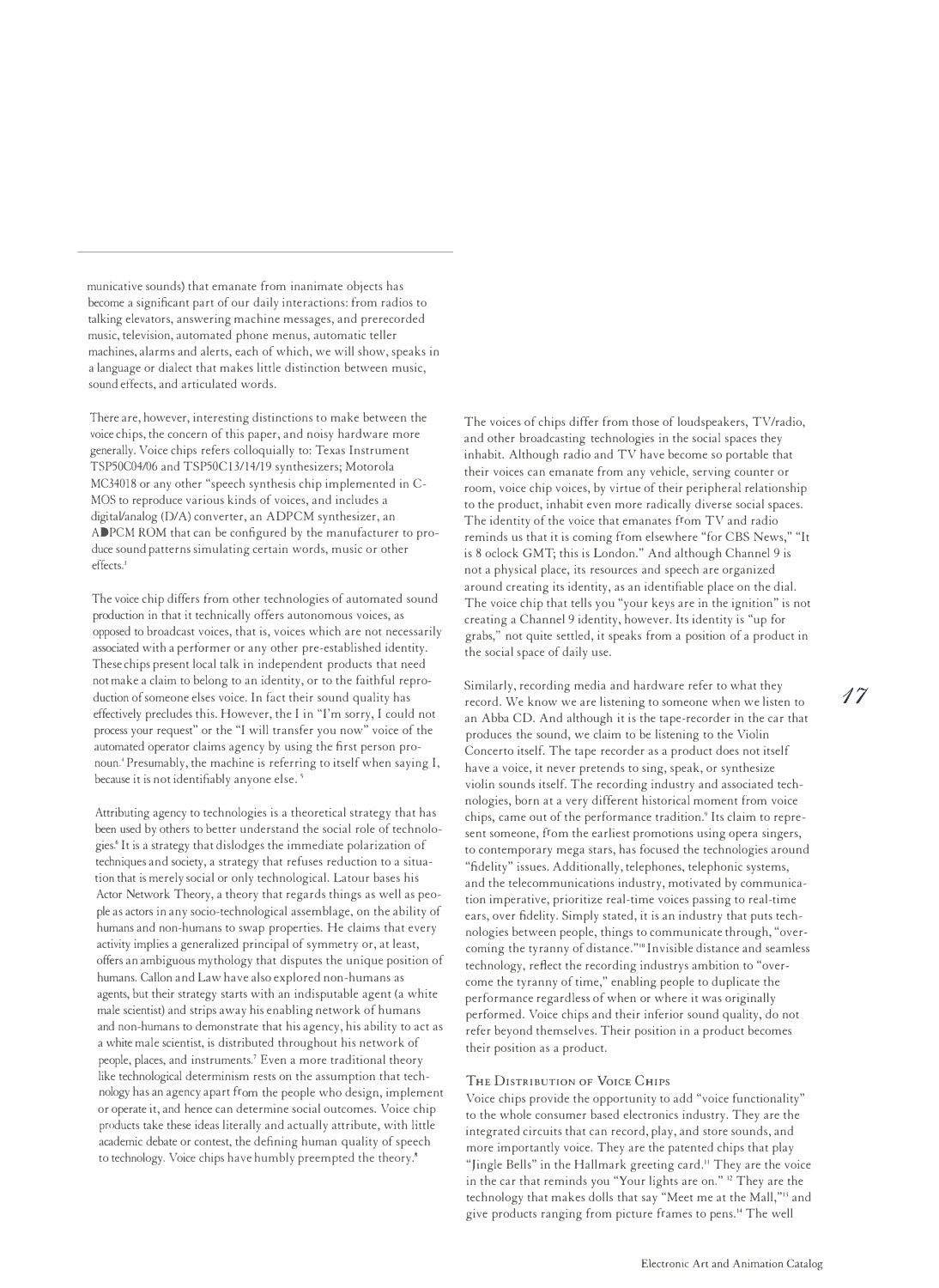municative sounds) that emanate from inanimate objects has become a significant part of our daily interactions: from radios to talking elevators, answering machine messages, and prerecorded music, television, automated phone menus, automatic teller machines, alarms and alerts, each of which, we will show, speaks in a language or dialect that makes little distinction between music, sound effects, and articulated words.

There are, however, interesting distinctions to make between the voice chips, the concern of this paper, and noisy hardware more generally. Voice chips refers colloquially to: Texas Instrument TSP50C04/06 and TSP50C13/14/19 synthesizers; Motorola MC34018 or any other "speech synthesis chip implemented in C-MOS to reproduce various kinds of voices, and includes a digital/analog (D/A) converter, an ADPCM synthesizer, an ADPCM ROM that can be configured by the manufacturer to produce sound patterns simulating certain words, music or other effects.[3]

The voice chip differs from other technologies of automated sound production in that it technically offers autonomous voices, as opposed to broadcast voices, that is, voices which are not necessarily associated with a performer or any other pre-established identity. These chips present local talk in independent products that need not make a claim to belong to an identity, or to the faithful reproduction of someone elses voice. In fact their sound quality has effectively precludes this. However, the I in "I'm sorry, I could not process your request" or the "I will transfer you now" voice of the automated operator claims agency by using the first person pronoun.[4] Presumably, the machine is referring to itself when saying I, because it is not identifiably anyone else.[5]

Attributing agency to technologies is a theoretical strategy that has been used by others to better understand the social role of technologies.[6] It is a strategy that dislodges the immediate polarization of techniques and society, a strategy that refuses reduction to a situation that is merely social or only technological. Latour bases his Actor Network Theory, a theory that regards things as well as people as actors in any socio-technological assemblage, on the ability of humans and non-humans to swap properties. He claims that every activity implies a generalized principal of symmetry or, at least, offers an ambiguous mythology that disputes the unique position of humans. Callon and Law have also explored non-humans as agents, but their strategy starts with an indisputable agent (a white male scientist) and strips away his enabling network of humans and non-humans to demonstrate that his agency, his ability to act as a white male scientist, is distributed throughout his network of people, places, and instruments.[7] Even a more traditional theory like technological determinism rests on the assumption that technology has an agency apart from the people who design, implement or operate it, and hence can determine social outcomes. Voice chip products take these ideas literally and actually attribute, with little academic debate or contest, the defining human quality of speech to technology. Voice chips have humbly preempted the theory.[8]

The voices of chips differ from those of loudspeakers, TV/radio, and other broadcasting technologies in the social spaces they inhabit. Although radio and TV have become so portable that their voices can emanate from any vehicle, serving counter or room, voice chip voices, by virtue of their peripheral relationship to the product, inhabit even more radically diverse social spaces. The identity of the voice that emanates from TV and radio reminds us that it is coming from elsewhere "for CBS News," "It is 8 oclock GMT; this is London." And although Channel 9 is not a physical place, its resources and speech are organized around creating its identity, as an identifiable place on the dial. The voice chip that tells you "your keys are in the ignition" is not creating a Channel 9 identity, however. Its identity is "up for grabs," not quite settled, it speaks from a position of a product in the social space of daily use.

Similarly, recording media and hardware refer to what they record. We know we are listening to someone when we listen to an Abba CD. And although it is the tape-recorder in the car that produces the sound, we claim to be listening to the Violin Concerto itself. The tape recorder as a product does not itself have a voice, it never pretends to sing, speak, or synthesize violin sounds itself. The recording industry and associated technologies, born at a very different historical moment from voice chips, came out of the performance tradition.[9] Its claim to represent someone, from the earliest promotions using opera singers, to contemporary mega stars, has focused the technologies around "fidelity" issues. Additionally, telephones, telephonic systems, and the telecommunications industry, motivated by communication imperative, prioritize real-time voices passing to real-time ears, over fidelity. Simply stated, it is an industry that puts technologies between people, things to communicate through, "overcoming the tyranny of distance."[10] Invisible distance and seamless technology, reflect the recording industrys ambition to "overcome the tyranny of time," enabling people to duplicate the performance regardless of when or where it was originally performed. Voice chips and their inferior sound quality, do not refer beyond themselves. Their position in a product becomes their position as a product.

### The Distribution of Voice Chips

Voice chips provide the opportunity to add "voice functionality" to the whole consumer based electronics industry. They are the integrated circuits that can record, play, and store sounds, and more importantly voice. They are the patented chips that play "Jingle Bells" in the Hallmark greeting card.[11] They are the voice in the car that reminds you "Your lights are on."[12] They are the technology that makes dolls that say "Meet me at the Mall,"[13] and give products ranging from picture frames to pens.[14] The well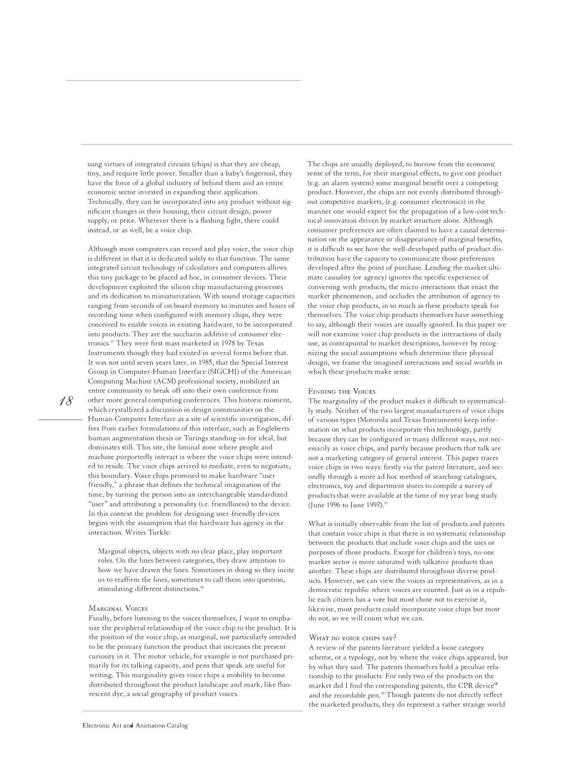sung virtues of integrated circuits (chips) is that they are cheap, tiny, and require little power. Smaller than a baby's fingernail, they have the force of a global industry of behind them and an entire economic sector invested in expanding their application. Technically, they can be incorporated into any product without significant changes in their housing, their circuit design, power supply, or price. Wherever there is a flashing light, there could instead, or as well, be a voice chip.

Although most computers can record and play voice, the voice chip is different in that it is dedicated solely to that function. The same integrated circuit technology of calculators and computers allows this tiny package to be placed ad hoc, in consumer devices. Their development exploited the silicon chip manufacturing processes and its dedication to miniaturization. With sound storage capacities ranging from seconds of on board memory to minutes and hours of recording time when configured with memory chips, they were conceived to enable voices in existing hardware, to be incorporated into products. They are the saccharin additive of consumer electronics.[15] They were first mass marketed in 1978 by Texas Instruments though they had existed in several forms before that. It was not until seven years later, in 1985, that the Special Interest Group in Computer-Human Interface (SIGCHI) of the American Computing Machine (ACM) professional society, mobilized an entire community to break off into their own conference from other more general computing conferences. This historic moment, which crystallized a discussion in design communities on the Human-Computer Interface as a site of scientific investigation, differs from earlier formulations of this interface, such as Engleberts human augmentation thesis or Turings standing-in-for ideal, but dominates still. This site, the liminal zone where people and machine purportedly interact is where the voice chips were intended to reside. The voice chips arrived to mediate, even to negotiate, this boundary. Voice chips promised to make hardware "user friendly," a phrase that defines the technical imagination of the time, by turning the person into an interchangeable standardized "user" and attributing a personality (i.e. friendliness) to the device. In this context the problem for designing user-friendly devices begins with the assumption that the hardware has agency in the interaction. Writes Turkle:

> Marginal objects, objects with no clear place, play important roles. On the lines between categories, they draw attention to how we have drawn the lines. Sometimes in doing so they incite us to reaffirm the lines, sometimes to call them into question, stimulating different distinctions.[16]

## Marginal Voices

Finally, before listening to the voices themselves, I want to emphasize the peripheral relationship of the voice chip to the product. It is the position of the voice chip, as marginal, not particularly intended to be the primary function the product that increases the present curiosity in it. The motor vehicle, for example is not purchased primarily for its talking capacity, and pens that speak are useful for writing. This marginality gives voice chips a mobility to become distributed throughout the product landscape and mark, like fluorescent dye, a social geography of product voices.

The chips are usually deployed, to borrow from the economic sense of the term, for their marginal effects, to give one product (e.g. an alarm system) some marginal benefit over a competing product. However, the chips are not evenly distributed throughout competitive markets, (e.g. consumer electronics) in the manner one would expect for the propagation of a low-cost technical innovation driven by market structure alone. Although consumer preferences are often claimed to have a causal determination on the appearance or disappearance of marginal benefits, it is difficult to see how the well-developed paths of product distribution have the capacity to communicate those preferences developed after the point of purchase. Lending the market ultimate causality (or agency) ignores the specific experience of conversing with products, the micro interactions that enact the market phenomenon, and occludes the attribution of agency to the voice chip products, in so much as these products speak for themselves. The voice chip products themselves have something to say, although their voices are usually ignored. In this paper we will not examine voice chip products in the interactions of daily use, as contrapuntal to market descriptions, however by recognizing the social assumptions which determine their physical design, we frame the imagined interactions and social worlds in which these products make sense.

## Finding the Voices

The marginality of the product makes it difficult to systematically study. Neither of the two largest manufacturers of voice chips of various types (Motorola and Texas Instruments) keep information on what products incorporate this technology, partly because they can be configured in many different ways, not necessarily as voice chips, and partly because products that talk are not a marketing category of general interest. This paper traces voice chips in two ways: firstly via the patent literature, and secondly through a more ad hoc method of searching catalogues, electronics, toy and department stores to compile a survey of products that were available at the time of my year long study (June 1996 to June 1997).[17]

What is initially observable from the list of products and patents that contain voice chips is that there is no systematic relationship between the products that include voice chips and the uses or purposes of those products. Except for children's toys, no one market sector is more saturated with talkative products than another. These chips are distributed throughout diverse products. However, we can view the voices as representatives, as in a democratic republic where voices are counted. Just as in a republic each citizen has a vote but most chose not to exercise it, likewise, most products could incorporate voice chips but most do not, so we will count what we can.

## What do voice chips say?

A review of the patents literature yielded a loose category scheme, or a typology, not by where the voice chips appeared, but by what they said. The patents themselves hold a peculiar relationship to the products: For only two of the products on the market did I find the corresponding patents, the CPR device[18] and the recordable pen.[19] Though patents do not directly reflect the marketed products, they do represent a rather strange world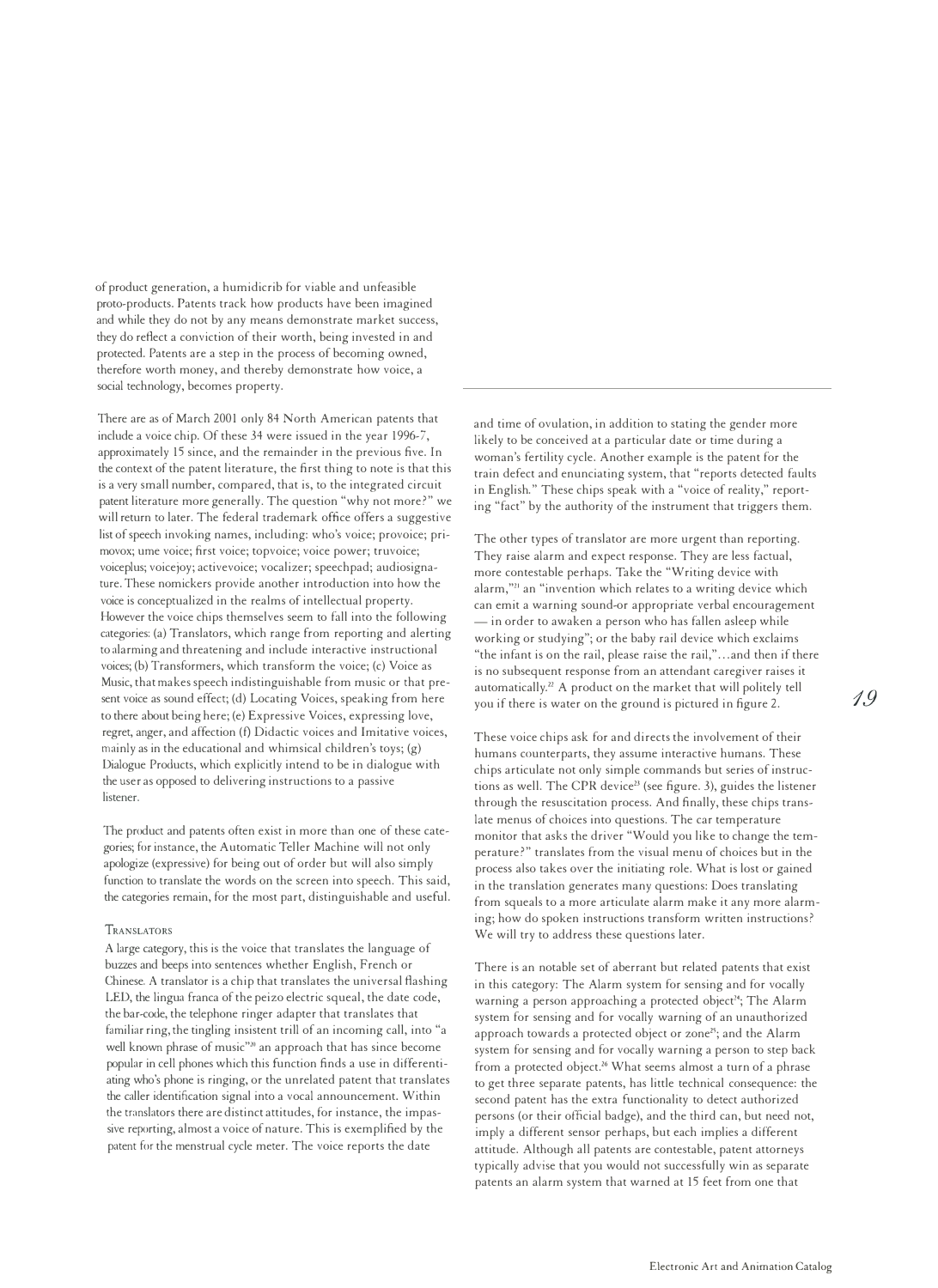of product generation, a humidicrib for viable and unfeasible proto-products. Patents track how products have been imagined and while they do not by any means demonstrate market success, they do reflect a conviction of their worth, being invested in and protected. Patents are a step in the process of becoming owned, therefore worth money, and thereby demonstrate how voice, a social technology, becomes property.

There are as of March 2001 only 84 North American patents that include a voice chip. Of these 34 were issued in the year 1996-7, approximately 15 since, and the remainder in the previous five. In the context of the patent literature, the first thing to note is that this is a very small number, compared, that is, to the integrated circuit patent literature more generally. The question "why not more?" we will return to later. The federal trademark office offers a suggestive list of speech invoking names, including: who's voice; provoice; primovox; ume voice; first voice; topvoice; voice power; truvoice; voiceplus; voicejoy; activevoice; vocalizer; speechpad; audiosignature. These nomickers provide another introduction into how the voice is conceptualized in the realms of intellectual property. However the voice chips themselves seem to fall into the following categories: (a) Translators, which range from reporting and alerting to alarming and threatening and include interactive instructional voices; (b) Transformers, which transform the voice; (c) Voice as Music, that makes speech indistinguishable from music or that present voice as sound effect; (d) Locating Voices, speaking from here to there about being here; (e) Expressive Voices, expressing love, regret, anger, and affection (f) Didactic voices and Imitative voices, mainly as in the educational and whimsical children's toys; (g) Dialogue Products, which explicitly intend to be in dialogue with the user as opposed to delivering instructions to a passive listener.

The product and patents often exist in more than one of these categories; for instance, the Automatic Teller Machine will not only apologize (expressive) for being out of order but will also simply function to translate the words on the screen into speech. This said, the categories remain, for the most part, distinguishable and useful.

### Translators

A large category, this is the voice that translates the language of buzzes and beeps into sentences whether English, French or Chinese. A translator is a chip that translates the universal flashing LED, the lingua franca of the peizo electric squeal, the date code, the bar-code, the telephone ringer adapter that translates that familiar ring, the tingling insistent trill of an incoming call, into "a well known phrase of music"[20] an approach that has since become popular in cell phones which this function finds a use in differentiating who's phone is ringing, or the unrelated patent that translates the caller identification signal into a vocal announcement. Within the translators there are distinct attitudes, for instance, the impassive reporting, almost a voice of nature. This is exemplified by the patent for the menstrual cycle meter. The voice reports the date and time of ovulation, in addition to stating the gender more likely to be conceived at a particular date or time during a woman's fertility cycle. Another example is the patent for the train defect and enunciating system, that "reports detected faults in English." These chips speak with a "voice of reality," reporting "fact" by the authority of the instrument that triggers them.

The other types of translator are more urgent than reporting. They raise alarm and expect response. They are less factual, more contestable perhaps. Take the "Writing device with alarm,"[21] an "invention which relates to a writing device which can emit a warning sound-or appropriate verbal encouragement — in order to awaken a person who has fallen asleep while working or studying"; or the baby rail device which exclaims "the infant is on the rail, please raise the rail,"…and then if there is no subsequent response from an attendant caregiver raises it automatically.[22] A product on the market that will politely tell you if there is water on the ground is pictured in figure 2.

These voice chips ask for and directs the involvement of their humans counterparts, they assume interactive humans. These chips articulate not only simple commands but series of instructions as well. The CPR device[23] (see figure. 3), guides the listener through the resuscitation process. And finally, these chips translate menus of choices into questions. The car temperature monitor that asks the driver "Would you like to change the temperature?" translates from the visual menu of choices but in the process also takes over the initiating role. What is lost or gained in the translation generates many questions: Does translating from squeals to a more articulate alarm make it any more alarming; how do spoken instructions transform written instructions? We will try to address these questions later.

There is an notable set of aberrant but related patents that exist in this category: The Alarm system for sensing and for vocally warning a person approaching a protected object[24]; The Alarm system for sensing and for vocally warning of an unauthorized approach towards a protected object or zone[25]; and the Alarm system for sensing and for vocally warning a person to step back from a protected object.[26] What seems almost a turn of a phrase to get three separate patents, has little technical consequence: the second patent has the extra functionality to detect authorized persons (or their official badge), and the third can, but need not, imply a different sensor perhaps, but each implies a different attitude. Although all patents are contestable, patent attorneys typically advise that you would not successfully win as separate patents an alarm system that warned at 15 feet from one that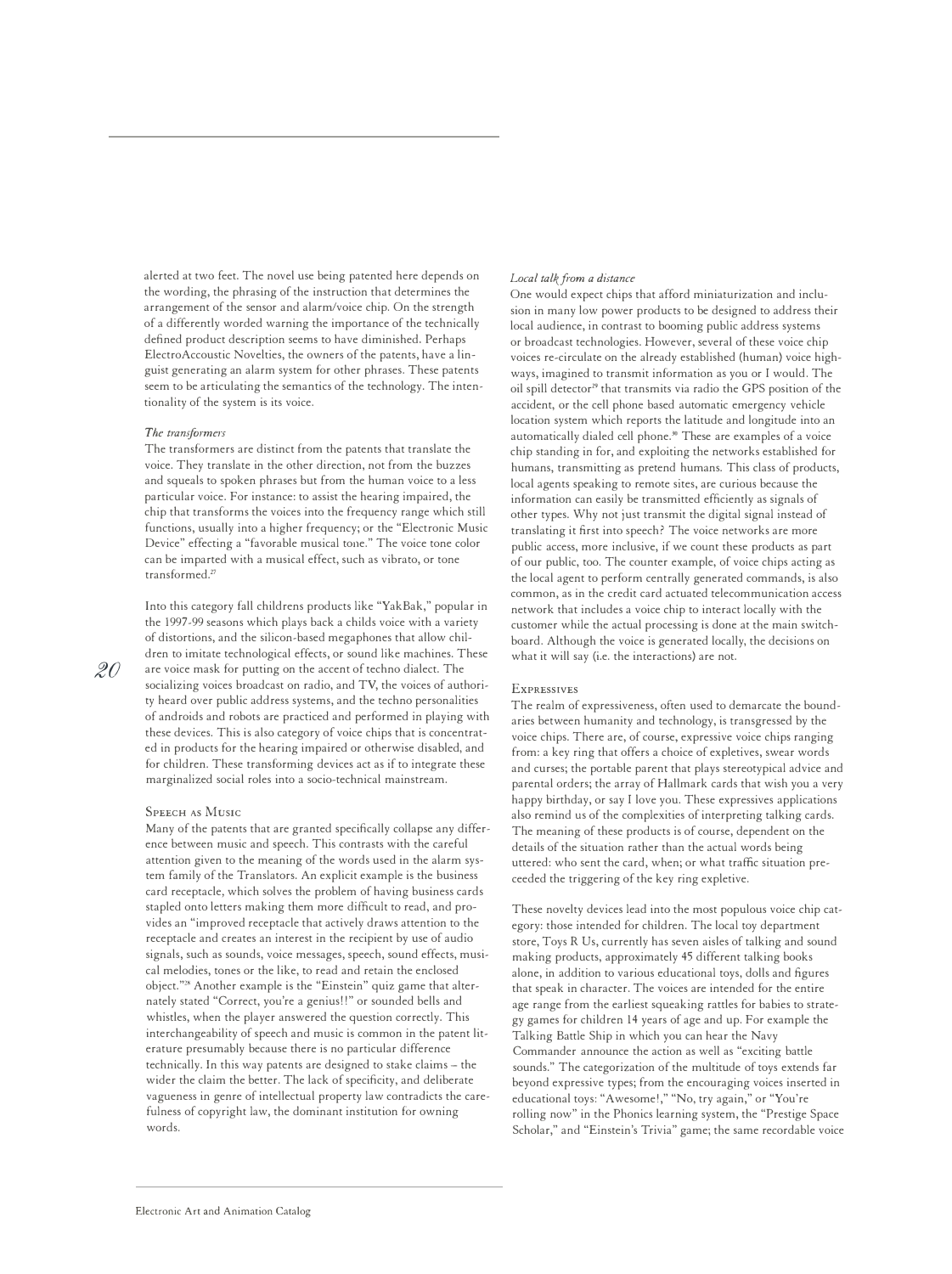alerted at two feet. The novel use being patented here depends on the wording, the phrasing of the instruction that determines the arrangement of the sensor and alarm/voice chip. On the strength of a differently worded warning the importance of the technically defined product description seems to have diminished. Perhaps ElectroAccoustic Novelties, the owners of the patents, have a linguist generating an alarm system for other phrases. These patents seem to be articulating the semantics of the technology. The intentionality of the system is its voice.

### *The transformers*

The transformers are distinct from the patents that translate the voice. They translate in the other direction, not from the buzzes and squeals to spoken phrases but from the human voice to a less particular voice. For instance: to assist the hearing impaired, the chip that transforms the voices into the frequency range which still functions, usually into a higher frequency; or the "Electronic Music Device" effecting a "favorable musical tone." The voice tone color can be imparted with a musical effect, such as vibrato, or tone transformed.[27]

Into this category fall childrens products like "YakBak," popular in the 1997-99 seasons which plays back a childs voice with a variety of distortions, and the silicon-based megaphones that allow children to imitate technological effects, or sound like machines. These are voice mask for putting on the accent of techno dialect. The socializing voices broadcast on radio, and TV, the voices of authority heard over public address systems, and the techno personalities of androids and robots are practiced and performed in playing with these devices. This is also category of voice chips that is concentrated in products for the hearing impaired or otherwise disabled, and for children. These transforming devices act as if to integrate these marginalized social roles into a socio-technical mainstream.

## Speech as Music

Many of the patents that are granted specifically collapse any difference between music and speech. This contrasts with the careful attention given to the meaning of the words used in the alarm system family of the Translators. An explicit example is the business card receptacle, which solves the problem of having business cards stapled onto letters making them more difficult to read, and provides an "improved receptacle that actively draws attention to the receptacle and creates an interest in the recipient by use of audio signals, such as sounds, voice messages, speech, sound effects, musical melodies, tones or the like, to read and retain the enclosed object."[28] Another example is the "Einstein" quiz game that alternately stated "Correct, you're a genius!!" or sounded bells and whistles, when the player answered the question correctly. This interchangeability of speech and music is common in the patent literature presumably because there is no particular difference technically. In this way patents are designed to stake claims – the wider the claim the better. The lack of specificity, and deliberate vagueness in genre of intellectual property law contradicts the carefulness of copyright law, the dominant institution for owning words.

### *Local talk from a distance*

One would expect chips that afford miniaturization and inclusion in many low power products to be designed to address their local audience, in contrast to booming public address systems or broadcast technologies. However, several of these voice chip voices re-circulate on the already established (human) voice highways, imagined to transmit information as you or I would. The oil spill detector[29] that transmits via radio the GPS position of the accident, or the cell phone based automatic emergency vehicle location system which reports the latitude and longitude into an automatically dialed cell phone.[30] These are examples of a voice chip standing in for, and exploiting the networks established for humans, transmitting as pretend humans. This class of products, local agents speaking to remote sites, are curious because the information can easily be transmitted efficiently as signals of other types. Why not just transmit the digital signal instead of translating it first into speech? The voice networks are more public access, more inclusive, if we count these products as part of our public, too. The counter example, of voice chips acting as the local agent to perform centrally generated commands, is also common, as in the credit card actuated telecommunication access network that includes a voice chip to interact locally with the customer while the actual processing is done at the main switchboard. Although the voice is generated locally, the decisions on what it will say (i.e. the interactions) are not.

## Expressives

The realm of expressiveness, often used to demarcate the boundaries between humanity and technology, is transgressed by the voice chips. There are, of course, expressive voice chips ranging from: a key ring that offers a choice of expletives, swear words and curses; the portable parent that plays stereotypical advice and parental orders; the array of Hallmark cards that wish you a very happy birthday, or say I love you. These expressives applications also remind us of the complexities of interpreting talking cards. The meaning of these products is of course, dependent on the details of the situation rather than the actual words being uttered: who sent the card, when; or what traffic situation preceeded the triggering of the key ring expletive.

These novelty devices lead into the most populous voice chip category: those intended for children. The local toy department store, Toys R Us, currently has seven aisles of talking and sound making products, approximately 45 different talking books alone, in addition to various educational toys, dolls and figures that speak in character. The voices are intended for the entire age range from the earliest squeaking rattles for babies to strategy games for children 14 years of age and up. For example the Talking Battle Ship in which you can hear the Navy Commander announce the action as well as "exciting battle sounds." The categorization of the multitude of toys extends far beyond expressive types; from the encouraging voices inserted in educational toys: "Awesome!," "No, try again," or "You're rolling now" in the Phonics learning system, the "Prestige Space Scholar," and "Einstein's Trivia" game; the same recordable voice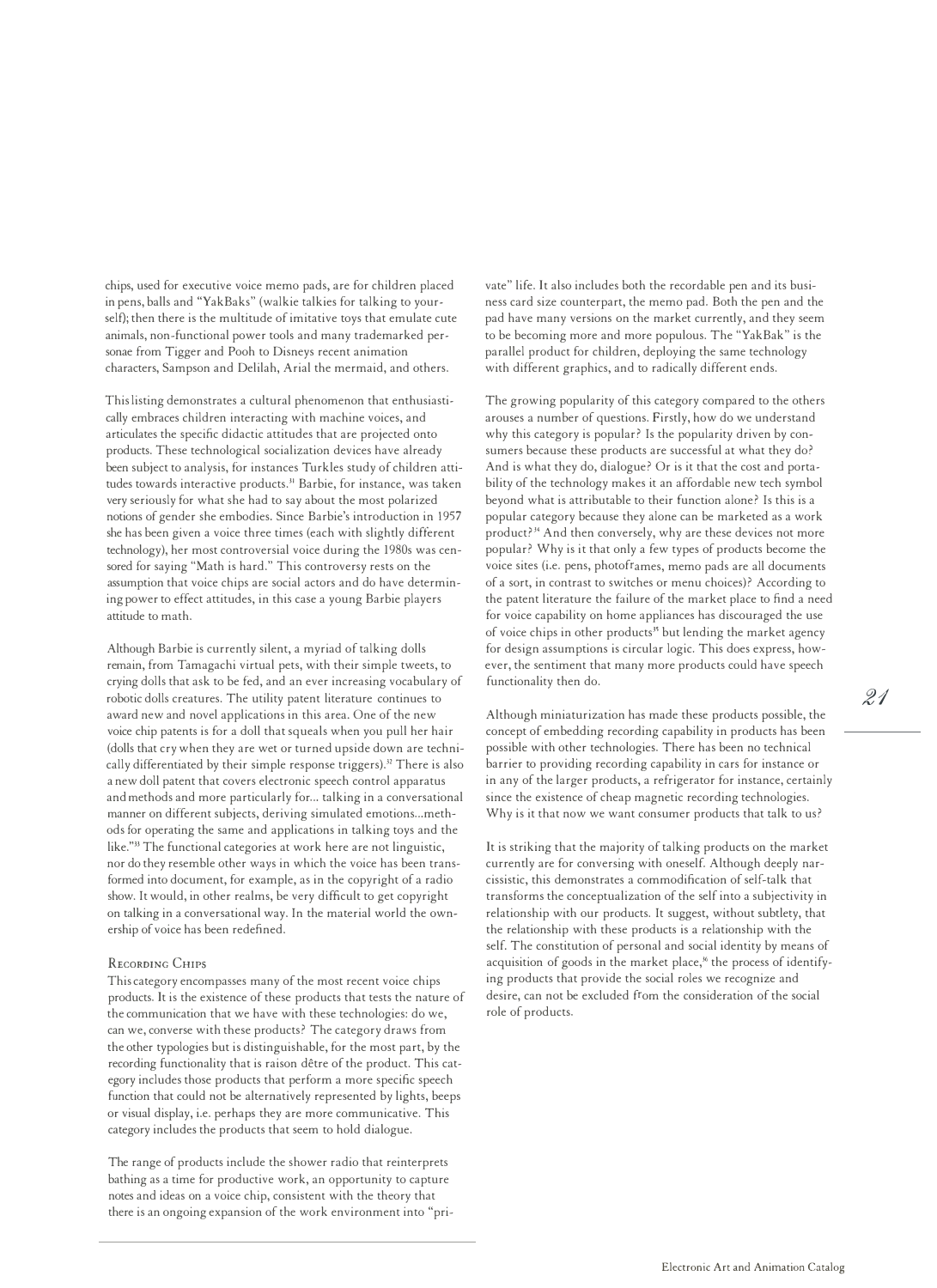chips, used for executive voice memo pads, are for children placed in pens, balls and "YakBaks" (walkie talkies for talking to yourself); then there is the multitude of imitative toys that emulate cute animals, non-functional power tools and many trademarked personae from Tigger and Pooh to Disneys recent animation characters, Sampson and Delilah, Arial the mermaid, and others.

This listing demonstrates a cultural phenomenon that enthusiastically embraces children interacting with machine voices, and articulates the specific didactic attitudes that are projected onto products. These technological socialization devices have already been subject to analysis, for instances Turkles study of children attitudes towards interactive products.[31] Barbie, for instance, was taken very seriously for what she had to say about the most polarized notions of gender she embodies. Since Barbie's introduction in 1957 she has been given a voice three times (each with slightly different technology), her most controversial voice during the 1980s was censored for saying "Math is hard." This controversy rests on the assumption that voice chips are social actors and do have determining power to effect attitudes, in this case a young Barbie players attitude to math.

Although Barbie is currently silent, a myriad of talking dolls remain, from Tamagachi virtual pets, with their simple tweets, to crying dolls that ask to be fed, and an ever increasing vocabulary of robotic dolls creatures. The utility patent literature continues to award new and novel applications in this area. One of the new voice chip patents is for a doll that squeals when you pull her hair (dolls that cry when they are wet or turned upside down are technically differentiated by their simple response triggers).[32] There is also a new doll patent that covers electronic speech control apparatus and methods and more particularly for... talking in a conversational manner on different subjects, deriving simulated emotions...methods for operating the same and applications in talking toys and the like."[33] The functional categories at work here are not linguistic, nor do they resemble other ways in which the voice has been transformed into document, for example, as in the copyright of a radio show. It would, in other realms, be very difficult to get copyright on talking in a conversational way. In the material world the ownership of voice has been redefined.

### Recording Chips

This category encompasses many of the most recent voice chips products. It is the existence of these products that tests the nature of the communication that we have with these technologies: do we, can we, converse with these products? The category draws from the other typologies but is distinguishable, for the most part, by the recording functionality that is raison dêtre of the product. This category includes those products that perform a more specific speech function that could not be alternatively represented by lights, beeps or visual display, i.e. perhaps they are more communicative. This category includes the products that seem to hold dialogue.

The range of products include the shower radio that reinterprets bathing as a time for productive work, an opportunity to capture notes and ideas on a voice chip, consistent with the theory that there is an ongoing expansion of the work environment into "private" life. It also includes both the recordable pen and its business card size counterpart, the memo pad. Both the pen and the pad have many versions on the market currently, and they seem to be becoming more and more populous. The "YakBak" is the parallel product for children, deploying the same technology with different graphics, and to radically different ends.

The growing popularity of this category compared to the others arouses a number of questions. Firstly, how do we understand why this category is popular? Is the popularity driven by consumers because these products are successful at what they do? And is what they do, dialogue? Or is it that the cost and portability of the technology makes it an affordable new tech symbol beyond what is attributable to their function alone? Is this is a popular category because they alone can be marketed as a work product?[34] And then conversely, why are these devices not more popular? Why is it that only a few types of products become the voice sites (i.e. pens, photoframes, memo pads are all documents of a sort, in contrast to switches or menu choices)? According to the patent literature the failure of the market place to find a need for voice capability on home appliances has discouraged the use of voice chips in other products[35] but lending the market agency for design assumptions is circular logic. This does express, however, the sentiment that many more products could have speech functionality then do.

Although miniaturization has made these products possible, the concept of embedding recording capability in products has been possible with other technologies. There has been no technical barrier to providing recording capability in cars for instance or in any of the larger products, a refrigerator for instance, certainly since the existence of cheap magnetic recording technologies. Why is it that now we want consumer products that talk to us?

It is striking that the majority of talking products on the market currently are for conversing with oneself. Although deeply narcissistic, this demonstrates a commodification of self-talk that transforms the conceptualization of the self into a subjectivity in relationship with our products. It suggest, without subtlety, that the relationship with these products is a relationship with the self. The constitution of personal and social identity by means of acquisition of goods in the market place,[36] the process of identifying products that provide the social roles we recognize and desire, can not be excluded from the consideration of the social role of products.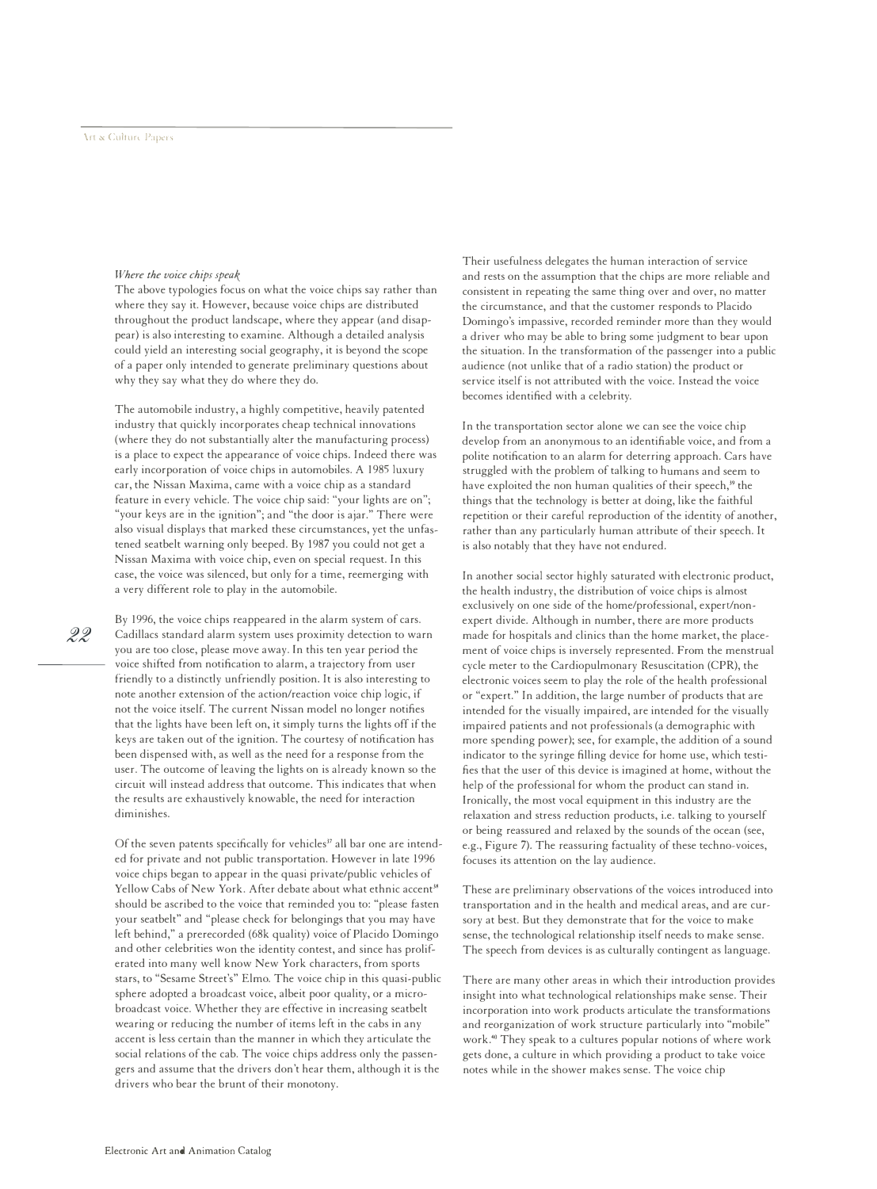*Where the voice chips speak*

The above typologies focus on what the voice chips say rather than where they say it. However, because voice chips are distributed throughout the product landscape, where they appear (and disappear) is also interesting to examine. Although a detailed analysis could yield an interesting social geography, it is beyond the scope of a paper only intended to generate preliminary questions about why they say what they do where they do.

The automobile industry, a highly competitive, heavily patented industry that quickly incorporates cheap technical innovations (where they do not substantially alter the manufacturing process) is a place to expect the appearance of voice chips. Indeed there was early incorporation of voice chips in automobiles. A 1985 luxury car, the Nissan Maxima, came with a voice chip as a standard feature in every vehicle. The voice chip said: "your lights are on"; "your keys are in the ignition"; and "the door is ajar." There were also visual displays that marked these circumstances, yet the unfastened seatbelt warning only beeped. By 1987 you could not get a Nissan Maxima with voice chip, even on special request. In this case, the voice was silenced, but only for a time, reemerging with a very different role to play in the automobile.

By 1996, the voice chips reappeared in the alarm system of cars. Cadillacs standard alarm system uses proximity detection to warn you are too close, please move away. In this ten year period the voice shifted from notification to alarm, a trajectory from user friendly to a distinctly unfriendly position. It is also interesting to note another extension of the action/reaction voice chip logic, if not the voice itself. The current Nissan model no longer notifies that the lights have been left on, it simply turns the lights off if the keys are taken out of the ignition. The courtesy of notification has been dispensed with, as well as the need for a response from the user. The outcome of leaving the lights on is already known so the circuit will instead address that outcome. This indicates that when the results are exhaustively knowable, the need for interaction diminishes.

Of the seven patents specifically for vehicles[37] all bar one are intended for private and not public transportation. However in late 1996 voice chips began to appear in the quasi private/public vehicles of Yellow Cabs of New York. After debate about what ethnic accent[38] should be ascribed to the voice that reminded you to: "please fasten your seatbelt" and "please check for belongings that you may have left behind," a prerecorded (68k quality) voice of Placido Domingo and other celebrities won the identity contest, and since has proliferated into many well know New York characters, from sports stars, to "Sesame Street's" Elmo. The voice chip in this quasi-public sphere adopted a broadcast voice, albeit poor quality, or a micro-broadcast voice. Whether they are effective in increasing seatbelt wearing or reducing the number of items left in the cabs in any accent is less certain than the manner in which they articulate the social relations of the cab. The voice chips address only the passengers and assume that the drivers don't hear them, although it is the drivers who bear the brunt of their monotony.

Their usefulness delegates the human interaction of service and rests on the assumption that the chips are more reliable and consistent in repeating the same thing over and over, no matter the circumstance, and that the customer responds to Placido Domingo's impassive, recorded reminder more than they would a driver who may be able to bring some judgment to bear upon the situation. In the transformation of the passenger into a public audience (not unlike that of a radio station) the product or service itself is not attributed with the voice. Instead the voice becomes identified with a celebrity.

In the transportation sector alone we can see the voice chip develop from an anonymous to an identifiable voice, and from a polite notification to an alarm for deterring approach. Cars have struggled with the problem of talking to humans and seem to have exploited the non human qualities of their speech,[39] the things that the technology is better at doing, like the faithful repetition or their careful reproduction of the identity of another, rather than any particularly human attribute of their speech. It is also notably that they have not endured.

In another social sector highly saturated with electronic product, the health industry, the distribution of voice chips is almost exclusively on one side of the home/professional, expert/non-expert divide. Although in number, there are more products made for hospitals and clinics than the home market, the placement of voice chips is inversely represented. From the menstrual cycle meter to the Cardiopulmonary Resuscitation (CPR), the electronic voices seem to play the role of the health professional or "expert." In addition, the large number of products that are intended for the visually impaired, are intended for the visually impaired patients and not professionals (a demographic with more spending power); see, for example, the addition of a sound indicator to the syringe filling device for home use, which testifies that the user of this device is imagined at home, without the help of the professional for whom the product can stand in. Ironically, the most vocal equipment in this industry are the relaxation and stress reduction products, i.e. talking to yourself or being reassured and relaxed by the sounds of the ocean (see, e.g., Figure 7). The reassuring factuality of these techno-voices, focuses its attention on the lay audience.

These are preliminary observations of the voices introduced into transportation and in the health and medical areas, and are cursory at best. But they demonstrate that for the voice to make sense, the technological relationship itself needs to make sense. The speech from devices is as culturally contingent as language.

There are many other areas in which their introduction provides insight into what technological relationships make sense. Their incorporation into work products articulate the transformations and reorganization of work structure particularly into "mobile" work.[40] They speak to a cultures popular notions of where work gets done, a culture in which providing a product to take voice notes while in the shower makes sense. The voice chip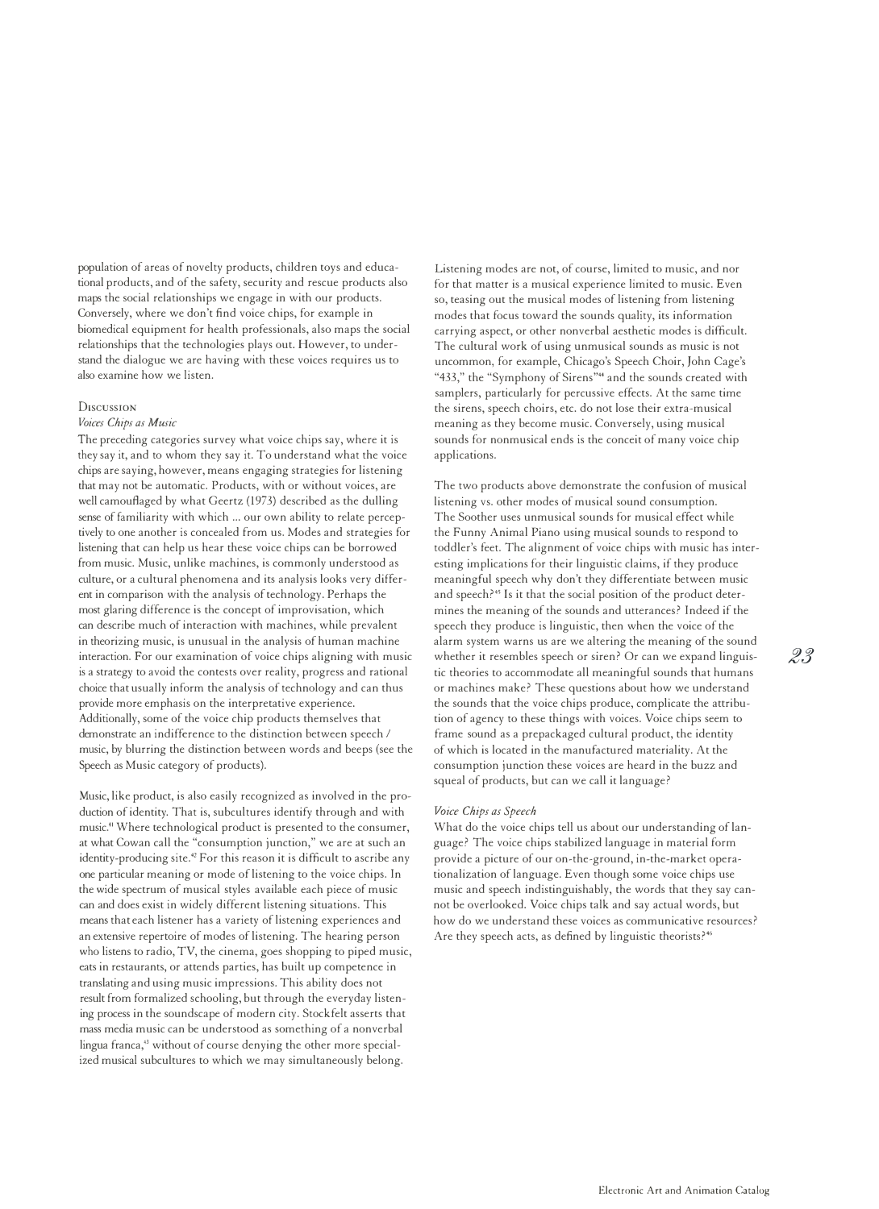population of areas of novelty products, children toys and educational products, and of the safety, security and rescue products also maps the social relationships we engage in with our products. Conversely, where we don't find voice chips, for example in biomedical equipment for health professionals, also maps the social relationships that the technologies plays out. However, to understand the dialogue we are having with these voices requires us to also examine how we listen.

## Discussion

### *Voices Chips as Music*

The preceding categories survey what voice chips say, where it is they say it, and to whom they say it. To understand what the voice chips are saying, however, means engaging strategies for listening that may not be automatic. Products, with or without voices, are well camouflaged by what Geertz (1973) described as the dulling sense of familiarity with which ... our own ability to relate perceptively to one another is concealed from us. Modes and strategies for listening that can help us hear these voice chips can be borrowed from music. Music, unlike machines, is commonly understood as culture, or a cultural phenomena and its analysis looks very different in comparison with the analysis of technology. Perhaps the most glaring difference is the concept of improvisation, which can describe much of interaction with machines, while prevalent in theorizing music, is unusual in the analysis of human machine interaction. For our examination of voice chips aligning with music is a strategy to avoid the contests over reality, progress and rational choice that usually inform the analysis of technology and can thus provide more emphasis on the interpretative experience. Additionally, some of the voice chip products themselves that demonstrate an indifference to the distinction between speech / music, by blurring the distinction between words and beeps (see the Speech as Music category of products).

Music, like product, is also easily recognized as involved in the production of identity. That is, subcultures identify through and with music.[41] Where technological product is presented to the consumer, at what Cowan call the "consumption junction," we are at such an identity-producing site.[42] For this reason it is difficult to ascribe any one particular meaning or mode of listening to the voice chips. In the wide spectrum of musical styles available each piece of music can and does exist in widely different listening situations. This means that each listener has a variety of listening experiences and an extensive repertoire of modes of listening. The hearing person who listens to radio, TV, the cinema, goes shopping to piped music, eats in restaurants, or attends parties, has built up competence in translating and using music impressions. This ability does not result from formalized schooling, but through the everyday listening process in the soundscape of modern city. Stockfelt asserts that mass media music can be understood as something of a nonverbal lingua franca,[43] without of course denying the other more specialized musical subcultures to which we may simultaneously belong.

Listening modes are not, of course, limited to music, and nor for that matter is a musical experience limited to music. Even so, teasing out the musical modes of listening from listening modes that focus toward the sounds quality, its information carrying aspect, or other nonverbal aesthetic modes is difficult. The cultural work of using unmusical sounds as music is not uncommon, for example, Chicago's Speech Choir, John Cage's "433," the "Symphony of Sirens"[44] and the sounds created with samplers, particularly for percussive effects. At the same time the sirens, speech choirs, etc. do not lose their extra-musical meaning as they become music. Conversely, using musical sounds for nonmusical ends is the conceit of many voice chip applications.

The two products above demonstrate the confusion of musical listening vs. other modes of musical sound consumption. The Soother uses unmusical sounds for musical effect while the Funny Animal Piano using musical sounds to respond to toddler's feet. The alignment of voice chips with music has interesting implications for their linguistic claims, if they produce meaningful speech why don't they differentiate between music and speech?[45] Is it that the social position of the product determines the meaning of the sounds and utterances? Indeed if the speech they produce is linguistic, then when the voice of the alarm system warns us are we altering the meaning of the sound whether it resembles speech or siren? Or can we expand linguistic theories to accommodate all meaningful sounds that humans or machines make? These questions about how we understand the sounds that the voice chips produce, complicate the attribution of agency to these things with voices. Voice chips seem to frame sound as a prepackaged cultural product, the identity of which is located in the manufactured materiality. At the consumption junction these voices are heard in the buzz and squeal of products, but can we call it language?

### *Voice Chips as Speech*

What do the voice chips tell us about our understanding of language? The voice chips stabilized language in material form provide a picture of our on-the-ground, in-the-market operationalization of language. Even though some voice chips use music and speech indistinguishably, the words that they say cannot be overlooked. Voice chips talk and say actual words, but how do we understand these voices as communicative resources? Are they speech acts, as defined by linguistic theorists?[46]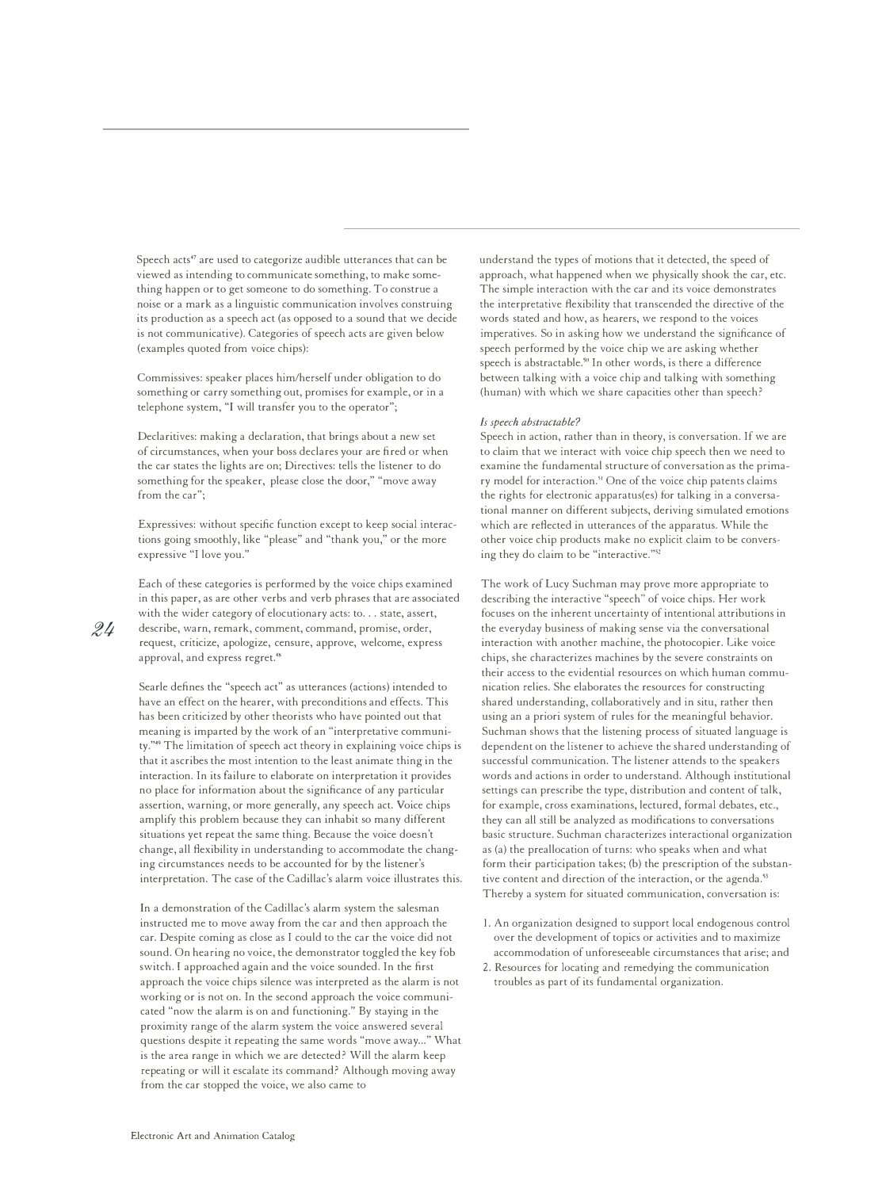Speech acts[47] are used to categorize audible utterances that can be viewed as intending to communicate something, to make something happen or to get someone to do something. To construe a noise or a mark as a linguistic communication involves construing its production as a speech act (as opposed to a sound that we decide is not communicative). Categories of speech acts are given below (examples quoted from voice chips):

Commissives: speaker places him/herself under obligation to do something or carry something out, promises for example, or in a telephone system, "I will transfer you to the operator";

Declaritives: making a declaration, that brings about a new set of circumstances, when your boss declares your are fired or when the car states the lights are on; Directives: tells the listener to do something for the speaker, please close the door," "move away from the car";

Expressives: without specific function except to keep social interactions going smoothly, like "please" and "thank you," or the more expressive "I love you."

Each of these categories is performed by the voice chips examined in this paper, as are other verbs and verb phrases that are associated with the wider category of elocutionary acts: to. . . state, assert, describe, warn, remark, comment, command, promise, order, request, criticize, apologize, censure, approve, welcome, express approval, and express regret.[48]

Searle defines the "speech act" as utterances (actions) intended to have an effect on the hearer, with preconditions and effects. This has been criticized by other theorists who have pointed out that meaning is imparted by the work of an "interpretative community."[49] The limitation of speech act theory in explaining voice chips is that it ascribes the most intention to the least animate thing in the interaction. In its failure to elaborate on interpretation it provides no place for information about the significance of any particular assertion, warning, or more generally, any speech act. Voice chips amplify this problem because they can inhabit so many different situations yet repeat the same thing. Because the voice doesn't change, all flexibility in understanding to accommodate the changing circumstances needs to be accounted for by the listener's interpretation. The case of the Cadillac's alarm voice illustrates this.

In a demonstration of the Cadillac's alarm system the salesman instructed me to move away from the car and then approach the car. Despite coming as close as I could to the car the voice did not sound. On hearing no voice, the demonstrator toggled the key fob switch. I approached again and the voice sounded. In the first approach the voice chips silence was interpreted as the alarm is not working or is not on. In the second approach the voice communicated "now the alarm is on and functioning." By staying in the proximity range of the alarm system the voice answered several questions despite it repeating the same words "move away..." What is the area range in which we are detected? Will the alarm keep repeating or will it escalate its command? Although moving away from the car stopped the voice, we also came to understand the types of motions that it detected, the speed of approach, what happened when we physically shook the car, etc. The simple interaction with the car and its voice demonstrates the interpretative flexibility that transcended the directive of the words stated and how, as hearers, we respond to the voices imperatives. So in asking how we understand the significance of speech performed by the voice chip we are asking whether speech is abstractable.[50] In other words, is there a difference between talking with a voice chip and talking with something (human) with which we share capacities other than speech?

*Is speech abstractable?*

Speech in action, rather than in theory, is conversation. If we are to claim that we interact with voice chip speech then we need to examine the fundamental structure of conversation as the primary model for interaction.[51] One of the voice chip patents claims the rights for electronic apparatus(es) for talking in a conversational manner on different subjects, deriving simulated emotions which are reflected in utterances of the apparatus. While the other voice chip products make no explicit claim to be conversing they do claim to be "interactive."[52]

The work of Lucy Suchman may prove more appropriate to describing the interactive "speech" of voice chips. Her work focuses on the inherent uncertainty of intentional attributions in the everyday business of making sense via the conversational interaction with another machine, the photocopier. Like voice chips, she characterizes machines by the severe constraints on their access to the evidential resources on which human communication relies. She elaborates the resources for constructing shared understanding, collaboratively and in situ, rather then using an a priori system of rules for the meaningful behavior. Suchman shows that the listening process of situated language is dependent on the listener to achieve the shared understanding of successful communication. The listener attends to the speakers words and actions in order to understand. Although institutional settings can prescribe the type, distribution and content of talk, for example, cross examinations, lectured, formal debates, etc., they can all still be analyzed as modifications to conversations basic structure. Suchman characterizes interactional organization as (a) the preallocation of turns: who speaks when and what form their participation takes; (b) the prescription of the substantive content and direction of the interaction, or the agenda.[53] Thereby a system for situated communication, conversation is:

1. An organization designed to support local endogenous control over the development of topics or activities and to maximize accommodation of unforeseeable circumstances that arise; and
2. Resources for locating and remedying the communication troubles as part of its fundamental organization.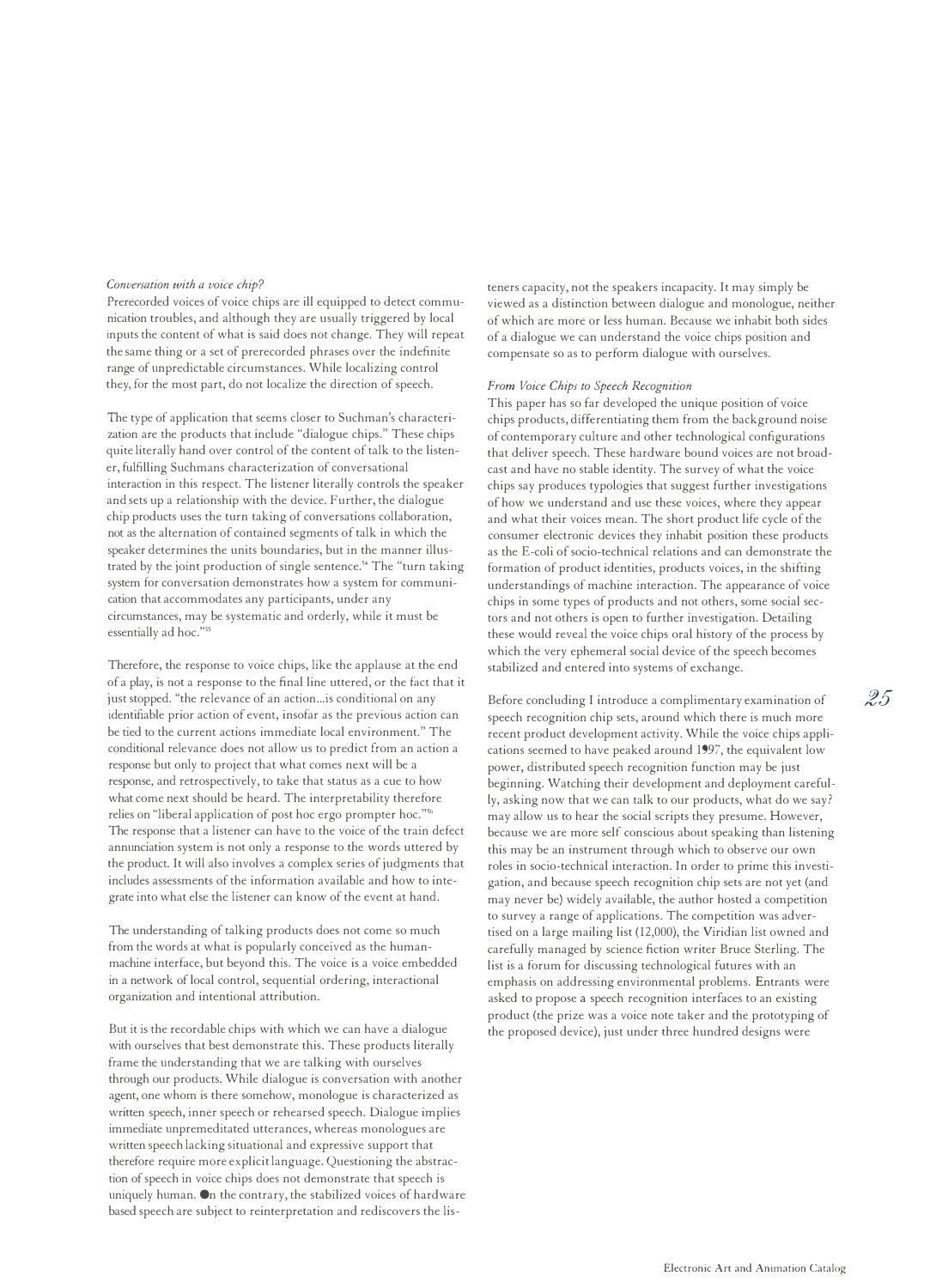*Conversation with a voice chip?*

Prerecorded voices of voice chips are ill equipped to detect communication troubles, and although they are usually triggered by local inputs the content of what is said does not change. They will repeat the same thing or a set of prerecorded phrases over the indefinite range of unpredictable circumstances. While localizing control they, for the most part, do not localize the direction of speech.

The type of application that seems closer to Suchman's characterization are the products that include "dialogue chips." These chips quite literally hand over control of the content of talk to the listener, fulfilling Suchmans characterization of conversational interaction in this respect. The listener literally controls the speaker and sets up a relationship with the device. Further, the dialogue chip products uses the turn taking of conversations collaboration, not as the alternation of contained segments of talk in which the speaker determines the units boundaries, but in the manner illustrated by the joint production of single sentence.[54] The "turn taking system for conversation demonstrates how a system for communication that accommodates any participants, under any circumstances, may be systematic and orderly, while it must be essentially ad hoc."[55]

Therefore, the response to voice chips, like the applause at the end of a play, is not a response to the final line uttered, or the fact that it just stopped. "the relevance of an action...is conditional on any identifiable prior action of event, insofar as the previous action can be tied to the current actions immediate local environment." The conditional relevance does not allow us to predict from an action a response but only to project that what comes next will be a response, and retrospectively, to take that status as a cue to how what come next should be heard. The interpretability therefore relies on "liberal application of post hoc ergo prompter hoc."[56] The response that a listener can have to the voice of the train defect annunciation system is not only a response to the words uttered by the product. It will also involves a complex series of judgments that includes assessments of the information available and how to integrate into what else the listener can know of the event at hand.

The understanding of talking products does not come so much from the words at what is popularly conceived as the human-machine interface, but beyond this. The voice is a voice embedded in a network of local control, sequential ordering, interactional organization and intentional attribution.

But it is the recordable chips with which we can have a dialogue with ourselves that best demonstrate this. These products literally frame the understanding that we are talking with ourselves through our products. While dialogue is conversation with another agent, one whom is there somehow, monologue is characterized as written speech, inner speech or rehearsed speech. Dialogue implies immediate unpremeditated utterances, whereas monologues are written speech lacking situational and expressive support that therefore require more explicit language. Questioning the abstraction of speech in voice chips does not demonstrate that speech is uniquely human. On the contrary, the stabilized voices of hardware based speech are subject to reinterpretation and rediscovers the listeners capacity, not the speakers incapacity. It may simply be viewed as a distinction between dialogue and monologue, neither of which are more or less human. Because we inhabit both sides of a dialogue we can understand the voice chips position and compensate so as to perform dialogue with ourselves.

*From Voice Chips to Speech Recognition*

This paper has so far developed the unique position of voice chips products, differentiating them from the background noise of contemporary culture and other technological configurations that deliver speech. These hardware bound voices are not broadcast and have no stable identity. The survey of what the voice chips say produces typologies that suggest further investigations of how we understand and use these voices, where they appear and what their voices mean. The short product life cycle of the consumer electronic devices they inhabit position these products as the E-coli of socio-technical relations and can demonstrate the formation of product identities, products voices, in the shifting understandings of machine interaction. The appearance of voice chips in some types of products and not others, some social sectors and not others is open to further investigation. Detailing these would reveal the voice chips oral history of the process by which the very ephemeral social device of the speech becomes stabilized and entered into systems of exchange.

Before concluding I introduce a complimentary examination of speech recognition chip sets, around which there is much more recent product development activity. While the voice chips applications seemed to have peaked around 1997, the equivalent low power, distributed speech recognition function may be just beginning. Watching their development and deployment carefully, asking now that we can talk to our products, what do we say? may allow us to hear the social scripts they presume. However, because we are more self conscious about speaking than listening this may be an instrument through which to observe our own roles in socio-technical interaction. In order to prime this investigation, and because speech recognition chip sets are not yet (and may never be) widely available, the author hosted a competition to survey a range of applications. The competition was advertised on a large mailing list (12,000), the Viridian list owned and carefully managed by science fiction writer Bruce Sterling. The list is a forum for discussing technological futures with an emphasis on addressing environmental problems. Entrants were asked to propose a speech recognition interfaces to an existing product (the prize was a voice note taker and the prototyping of the proposed device), just under three hundred designs were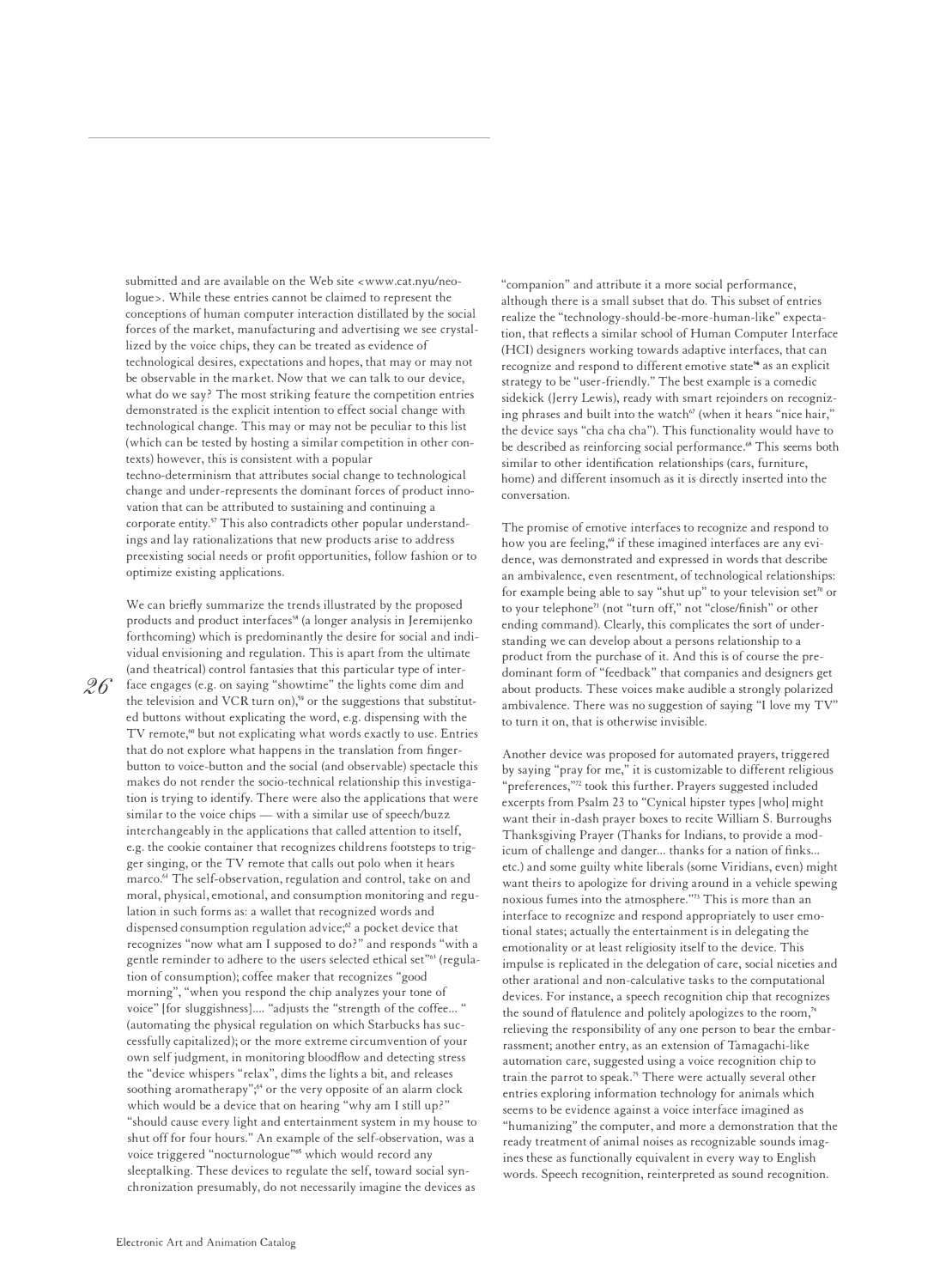submitted and are available on the Web site <www.cat.nyu/neologue>. While these entries cannot be claimed to represent the conceptions of human computer interaction distilled by the social forces of the market, manufacturing and advertising we see crystallized by the voice chips, they can be treated as evidence of technological desires, expectations and hopes, that may or may not be observable in the market. Now that we can talk to our device, what do we say? The most striking feature the competition entries demonstrated is the explicit intention to effect social change with technological change. This may or may not be peculiar to this list (which can be tested by hosting a similar competition in other contexts) however, this is consistent with a popular techno-determinism that attributes social change to technological change and under-represents the dominant forces of product innovation that can be attributed to sustaining and continuing a corporate entity.[57] This also contradicts other popular understandings and lay rationalizations that new products arise to address preexisting social needs or profit opportunities, follow fashion or to optimize existing applications.

We can briefly summarize the trends illustrated by the proposed products and product interfaces[58] (a longer analysis in Jeremijenko forthcoming) which is predominantly the desire for social and individual envisioning and regulation. This is apart from the ultimate (and theatrical) control fantasies that this particular type of interface engages (e.g. on saying "showtime" the lights come dim and the television and VCR turn on),[59] or the suggestions that substituted buttons without explicating the word, e.g. dispensing with the TV remote,[60] but not explicating what words exactly to use. Entries that do not explore what happens in the translation from finger-button to voice-button and the social (and observable) spectacle this makes do not render the socio-technical relationship this investigation is trying to identify. There were also the applications that were similar to the voice chips — with a similar use of speech/buzz interchangeably in the applications that called attention to itself, e.g. the cookie container that recognizes childrens footsteps to trigger singing, or the TV remote that calls out polo when it hears marco.[61] The self-observation, regulation and control, take on and moral, physical, emotional, and consumption monitoring and regulation in such forms as: a wallet that recognized words and dispensed consumption regulation advice;[62] a pocket device that recognizes "now what am I supposed to do?" and responds "with a gentle reminder to adhere to the users selected ethical set"[63] (regulation of consumption); coffee maker that recognizes "good morning", "when you respond the chip analyzes your tone of voice" [for sluggishness].... "adjusts the "strength of the coffee... " (automating the physical regulation on which Starbucks has successfully capitalized); or the more extreme circumvention of your own self judgment, in monitoring bloodflow and detecting stress the "device whispers "relax", dims the lights a bit, and releases soothing aromatherapy";[64] or the very opposite of an alarm clock which would be a device that on hearing "why am I still up?" "should cause every light and entertainment system in my house to shut off for four hours." An example of the self-observation, was a voice triggered "nocturnologue"[65] which would record any sleeptalking. These devices to regulate the self, toward social synchronization presumably, do not necessarily imagine the devices as "companion" and attribute it a more social performance, although there is a small subset that do. This subset of entries realize the "technology-should-be-more-human-like" expectation, that reflects a similar school of Human Computer Interface (HCI) designers working towards adaptive interfaces, that can recognize and respond to different emotive state[66] as an explicit strategy to be "user-friendly." The best example is a comedic sidekick (Jerry Lewis), ready with smart rejoinders on recognizing phrases and built into the watch[67] (when it hears "nice hair," the device says "cha cha cha"). This functionality would have to be described as reinforcing social performance.[68] This seems both similar to other identification relationships (cars, furniture, home) and different insomuch as it is directly inserted into the conversation.

The promise of emotive interfaces to recognize and respond to how you are feeling,[69] if these imagined interfaces are any evidence, was demonstrated and expressed in words that describe an ambivalence, even resentment, of technological relationships: for example being able to say "shut up" to your television set[70] or to your telephone[71] (not "turn off," not "close/finish" or other ending command). Clearly, this complicates the sort of understanding we can develop about a persons relationship to a product from the purchase of it. And this is of course the predominant form of "feedback" that companies and designers get about products. These voices make audible a strongly polarized ambivalence. There was no suggestion of saying "I love my TV" to turn it on, that is otherwise invisible.

Another device was proposed for automated prayers, triggered by saying "pray for me," it is customizable to different religious "preferences,"[72] took this further. Prayers suggested included excerpts from Psalm 23 to "Cynical hipster types [who] might want their in-dash prayer boxes to recite William S. Burroughs Thanksgiving Prayer (Thanks for Indians, to provide a modicum of challenge and danger... thanks for a nation of finks... etc.) and some guilty white liberals (some Viridians, even) might want theirs to apologize for driving around in a vehicle spewing noxious fumes into the atmosphere."[73] This is more than an interface to recognize and respond appropriately to user emotional states; actually the entertainment is in delegating the emotionality or at least religiosity itself to the device. This impulse is replicated in the delegation of care, social niceties and other arational and non-calculative tasks to the computational devices. For instance, a speech recognition chip that recognizes the sound of flatulence and politely apologizes to the room,[74] relieving the responsibility of any one person to bear the embarrassment; another entry, as an extension of Tamagachi-like automation care, suggested using a voice recognition chip to train the parrot to speak.[75] There were actually several other entries exploring information technology for animals which seems to be evidence against a voice interface imagined as "humanizing" the computer, and more a demonstration that the ready treatment of animal noises as recognizable sounds imagines these as functionally equivalent in every way to English words. Speech recognition, reinterpreted as sound recognition.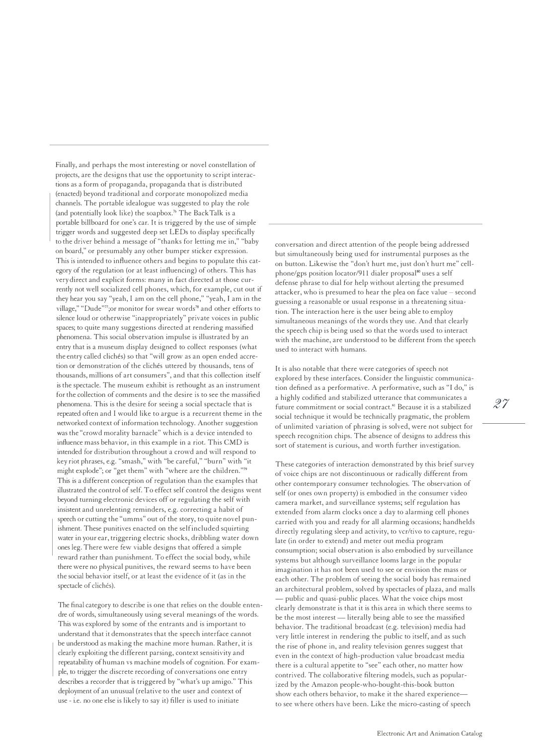Finally, and perhaps the most interesting or novel constellation of projects, are the designs that use the opportunity to script interactions as a form of propaganda, propaganda that is distributed (enacted) beyond traditional and corporate monopolized media channels. The portable idealogue was suggested to play the role (and potentially look like) the soapbox.[76] The BackTalk is a portable billboard for one's car. It is triggered by the use of simple trigger words and suggested deep set LEDs to display specifically to the driver behind a message of "thanks for letting me in," "baby on board," or presumably any other bumper sticker expression. This is intended to influence others and begins to populate this category of the regulation (or at least influencing) of others. This has very direct and explicit forms: many in fact directed at those currently not well socialized cell phones, which, for example, cut out if they hear you say "yeah, I am on the cell phone," "yeah, I am in the village," "Dude"[77];or monitor for swear words[78] and other efforts to silence loud or otherwise "inappropriately" private voices in public spaces; to quite many suggestions directed at rendering massified phenomena. This social observation impulse is illustrated by an entry that is a museum display designed to collect responses (what the entry called clichés) so that "will grow as an open ended accretion or demonstration of the clichés uttered by thousands, tens of thousands, millions of art consumers", and that this collection itself is the spectacle. The museum exhibit is rethought as an instrument for the collection of comments and the desire is to see the massified phenomena. This is the desire for seeing a social spectacle that is repeated often and I would like to argue is a recurrent theme in the networked context of information technology. Another suggestion was the "crowd morality barnacle" which is a device intended to influence mass behavior, in this example in a riot. This CMD is intended for distribution throughout a crowd and will respond to key riot phrases, e.g. "smash," with "be careful," "burn" with "it might explode"; or "get them" with "where are the children."[79] This is a different conception of regulation than the examples that illustrated the control of self. To effect self control the designs went beyond turning electronic devices off or regulating the self with insistent and unrelenting reminders, e.g. correcting a habit of speech or cutting the "umms" out of the story, to quite novel punishment. These punitives enacted on the self included squirting water in your ear, triggering electric shocks, dribbling water down ones leg. There were few viable designs that offered a simple reward rather than punishment. To effect the social body, while there were no physical punitives, the reward seems to have been the social behavior itself, or at least the evidence of it (as in the spectacle of clichés).

The final category to describe is one that relies on the double entendre of words, simultaneously using several meanings of the words. This was explored by some of the entrants and is important to understand that it demonstrates that the speech interface cannot be understood as making the machine more human. Rather, it is clearly exploiting the different parsing, context sensitivity and repeatability of human vs machine models of cognition. For example, to trigger the discrete recording of conversations one entry describes a recorder that is triggered by "what's up amigo." This deployment of an unusual (relative to the user and context of use - i.e. no one else is likely to say it) filler is used to initiate conversation and direct attention of the people being addressed but simultaneously being used for instrumental purposes as the on button. Likewise the "don't hurt me, just don't hurt me" cellphone/gps position locator/911 dialer proposal[80] uses a self defense phrase to dial for help without alerting the presumed attacker, who is presumed to hear the plea on face value – second guessing a reasonable or usual response in a threatening situation. The interaction here is the user being able to employ simultaneous meanings of the words they use. And that clearly the speech chip is being used so that the words used to interact with the machine, are understood to be different from the speech used to interact with humans.

It is also notable that there were categories of speech not explored by these interfaces. Consider the linguistic communication defined as a performative. A performative, such as "I do," is a highly codified and stabilized utterance that communicates a future commitment or social contract.[81] Because it is a stabilized social technique it would be technically pragmatic, the problem of unlimited variation of phrasing is solved, were not subject for speech recognition chips. The absence of designs to address this sort of statement is curious, and worth further investigation.

These categories of interaction demonstrated by this brief survey of voice chips are not discontinuous or radically different from other contemporary consumer technologies. The observation of self (or ones own property) is embodied in the consumer video camera market, and surveillance systems; self regulation has extended from alarm clocks once a day to alarming cell phones carried with you and ready for all alarming occasions; handhelds directly regulating sleep and activity, to vcr/tivo to capture, regulate (in order to extend) and meter out media program consumption; social observation is also embodied by surveillance systems but although surveillance looms large in the popular imagination it has not been used to see or envision the mass or each other. The problem of seeing the social body has remained an architectural problem, solved by spectacles of plaza, and malls — public and quasi-public places. What the voice chips most clearly demonstrate is that it is this area in which there seems to be the most interest — literally being able to see the massified behavior. The traditional broadcast (e.g. television) media had very little interest in rendering the public to itself, and as such the rise of phone in, and reality television genres suggest that even in the context of high-production value broadcast media there is a cultural appetite to "see" each other, no matter how contrived. The collaborative filtering models, such as popularized by the Amazon people-who-bought-this-book button show each others behavior, to make it the shared experience— to see where others have been. Like the micro-casting of speech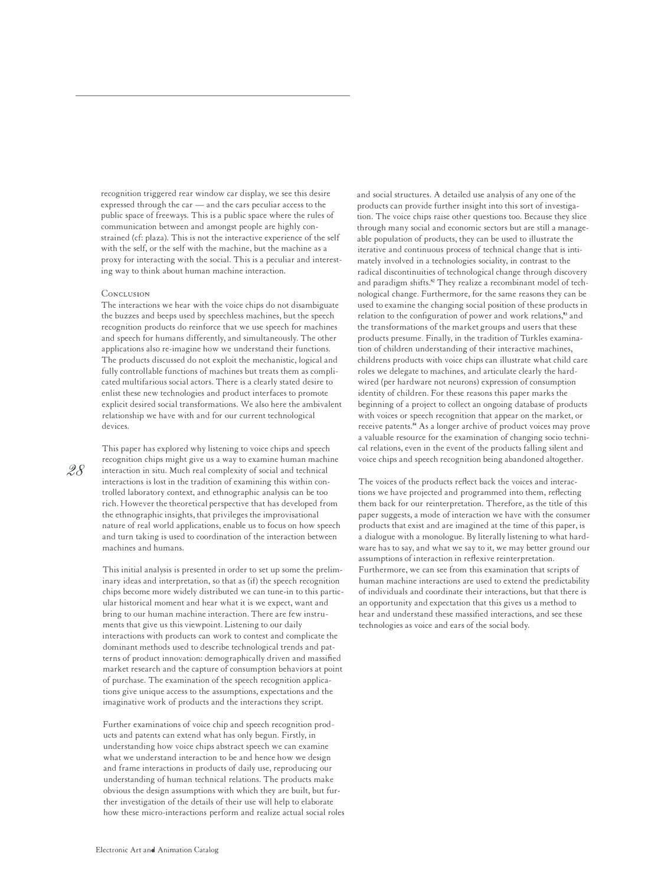recognition triggered rear window car display, we see this desire expressed through the car — and the cars peculiar access to the public space of freeways. This is a public space where the rules of communication between and amongst people are highly constrained (cf: plaza). This is not the interactive experience of the self with the self, or the self with the machine, but the machine as a proxy for interacting with the social. This is a peculiar and interesting way to think about human machine interaction.

## Conclusion

The interactions we hear with the voice chips do not disambiguate the buzzes and beeps used by speechless machines, but the speech recognition products do reinforce that we use speech for machines and speech for humans differently, and simultaneously. The other applications also re-imagine how we understand their functions. The products discussed do not exploit the mechanistic, logical and fully controllable functions of machines but treats them as complicated multifarious social actors. There is a clearly stated desire to enlist these new technologies and product interfaces to promote explicit desired social transformations. We also here the ambivalent relationship we have with and for our current technological devices.

This paper has explored why listening to voice chips and speech recognition chips might give us a way to examine human machine interaction in situ. Much real complexity of social and technical interactions is lost in the tradition of examining this within controlled laboratory context, and ethnographic analysis can be too rich. However the theoretical perspective that has developed from the ethnographic insights, that privileges the improvisational nature of real world applications, enable us to focus on how speech and turn taking is used to coordination of the interaction between machines and humans.

This initial analysis is presented in order to set up some the preliminary ideas and interpretation, so that as (if) the speech recognition chips become more widely distributed we can tune-in to this particular historical moment and hear what it is we expect, want and bring to our human machine interaction. There are few instruments that give us this viewpoint. Listening to our daily interactions with products can work to contest and complicate the dominant methods used to describe technological trends and patterns of product innovation: demographically driven and massified market research and the capture of consumption behaviors at point of purchase. The examination of the speech recognition applications give unique access to the assumptions, expectations and the imaginative work of products and the interactions they script.

Further examinations of voice chip and speech recognition products and patents can extend what has only begun. Firstly, in understanding how voice chips abstract speech we can examine what we understand interaction to be and hence how we design and frame interactions in products of daily use, reproducing our understanding of human technical relations. The products make obvious the design assumptions with which they are built, but further investigation of the details of their use will help to elaborate how these micro-interactions perform and realize actual social roles and social structures. A detailed use analysis of any one of the products can provide further insight into this sort of investigation. The voice chips raise other questions too. Because they slice through many social and economic sectors but are still a manageable population of products, they can be used to illustrate the iterative and continuous process of technical change that is intimately involved in a technologies sociality, in contrast to the radical discontinuities of technological change through discovery and paradigm shifts.[82] They realize a recombinant model of technological change. Furthermore, for the same reasons they can be used to examine the changing social position of these products in relation to the configuration of power and work relations,[83] and the transformations of the market groups and users that these products presume. Finally, in the tradition of Turkles examination of children understanding of their interactive machines, childrens products with voice chips can illustrate what child care roles we delegate to machines, and articulate clearly the hardwired (per hardware not neurons) expression of consumption identity of children. For these reasons this paper marks the beginning of a project to collect an ongoing database of products with voices or speech recognition that appear on the market, or receive patents.[84] As a longer archive of product voices may prove a valuable resource for the examination of changing socio technical relations, even in the event of the products falling silent and voice chips and speech recognition being abandoned altogether.

The voices of the products reflect back the voices and interactions we have projected and programmed into them, reflecting them back for our reinterpretation. Therefore, as the title of this paper suggests, a mode of interaction we have with the consumer products that exist and are imagined at the time of this paper, is a dialogue with a monologue. By literally listening to what hardware has to say, and what we say to it, we may better ground our assumptions of interaction in reflexive reinterpretation. Furthermore, we can see from this examination that scripts of human machine interactions are used to extend the predictability of individuals and coordinate their interactions, but that there is an opportunity and expectation that this gives us a method to hear and understand these massified interactions, and see these technologies as voice and ears of the social body.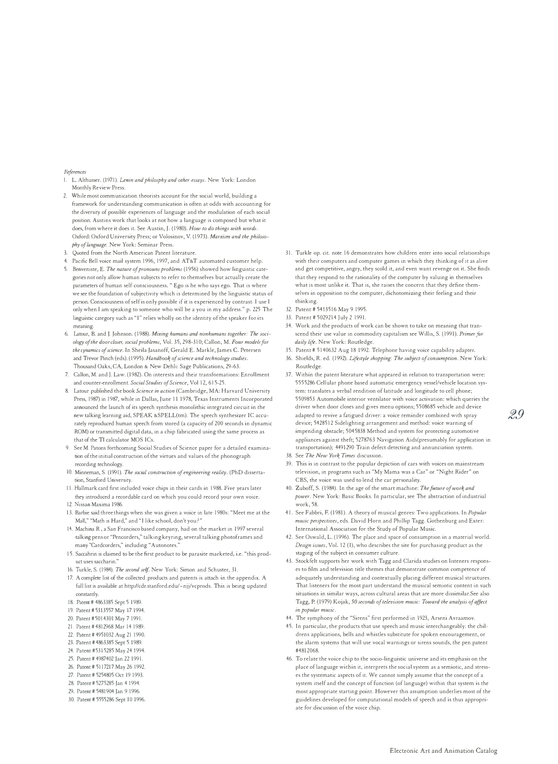*References*

1. L. Althusser. (1971). *Lenin and philosphy and other essays*. New York: London Monthly Review Press.
2. While most communication theorists account for the social world, building a framework for understanding communication is often at odds with accounting for the diversity of possible experiences of language and the modulation of each social position. Austins work that looks at not how a language is composed but what it does, from where it does it. See Austin, J. (1980). *How to do things with words*. Oxford: Oxford University Press; or Volosinov, V. (1973). *Marxism and the philosophy of language*. New York: Seminar Press.
3. Quoted from the North American Patent literature.
4. Pacific Bell voice mail system 1996, 1997, and AT&T automated customer help.
5. Benveniste, E. *The nature of pronouns problems* (1956) showed how linguistic categories not only allow human subjects to refer to themselves but actually create the parameters of human self-consciousness. " Ego is he who says ego. That is where we see the foundation of subjectivity which is determined by the linguistic status of person. Consciousness of self is only possible if it is experienced by contrast. I use I only when I am speaking to someone who will be a you in my address." p. 225 The linguistic category such as "I" relies wholly on the identity of the speaker for its meaning.
6. Latour, B. and J. Johnson. (1988). *Mixing humans and nonhumans together: The sociology of the door closer, social problems*, Vol. 35, 298-310; Callon, M. *Four models for the cynamics of science*. In Sheila Jasanoff, Gerald E. Markle, James C. Petersen and Trevor Pinch (eds). (1995). *Handbook of science and technology studies*. Thousand Oaks, CA, London & New Dehli: Sage Publications, 29-63.
7. Callon, M. and J. Law. (1982). On interests and their transformations: Enrollment and counter-enrollment. *Social Studies of Science*, Vol 12, 615-25.
8. Latour published the book *Science in action* (Cambridge, MA: Harvard University Press, 1987) in 1987, while in Dallas, June 11 1978, Texas Instruments Incorporated announced the launch of its speech synthesis monolithic integrated circuit in the new talking learning aid, SPEAK &SPELL(tm). The speech synthesizer IC accurately reproduced human speech from stored (a capacity of 200 seconds in dynamic ROM) or transmitted digital data, in a chip fabricated using the same process as that of the TI calculator MOS ICs.
9. See M. Patons forthcoming Social Studies of Science paper for a detailed examination of the initial construction of the virtues and values of the phonograph recording technology.
10. Minneman, S. (1991). *The social construction of engineering reality*. (PhD dissertation, Stanford University.
11. Hallmark card first included voice chips in their cards in 1988. Five years later they introduced a recordable card on which you could record your own voice.
12. Nissan Maxima 1986.
13. Barbie said three things when she was given a voice in late 1980s: "Meet me at the Mall," "Math is Hard," and "I like school, don't you?"
14. Machina R , a San Francisco based company, had on the market in 1997 several talking pens or "Pencorders," talking keyring, several talking photoframes and many "Cardcorders," including "Autonotes."
15. Saccahrin is claimed to be the first product to be parasite marketed, i.e. "this product uses saccharin."
16. Turkle, S. (1984). *The second self*. New York: Simon and Schuster, 31.
17. A complete list of the collected products and patents is attach in the appendix. A full list is available at http://cdr.stanford.edu/~njj/vcprods. This is being updated constantly.
18. Patent # 4863385 Sept 5 1989.
19. Patent # 5313557 May 17 1994.
20. Patent # 5014301 May 7 1991.
21. Patent # 4812968 Mar 14 1989.
22. Patent # 4951032 Aug 21 1990.
23. Patent # 4863385 Sept 5 1989.
24. Patent # 5315285 May 24 1994.
25. Patent # 4987402 Jan 22 1991.
26. Patent # 5117217 May 26 1992.
27. Patent # 5254805 Oct 19 1993.
28. Patent # 5275285 Jan 4 1994.
29. Patent # 5481904 Jan 9 1996.
30. Patent # 5555286 Sept 10 1996.
31. Turkle op. cit. note 16 demonstrates how children enter into social relationships with their computers and computer games in which they thinking of it as alive and get competitive, angry, they scold it, and even want revenge on it. She finds that they respond to the rationality of the computer by valuing in themselves what is most unlike it. That is, she raises the concern that they define themselves in opposition to the computer, dichotomizing their feeling and their thinking.
32. Patent # 5413516 May 9 1995.
33. Patent # 5029214 July 2 1991.
34. Work and the products of work can be shown to take on meaning that transcend their use value in commodity capitalism see Willis, S. (1991). *Primer for daily life*. New York: Routledge.
35. Patent # 5140632 Aug 18 1992. Telephone having voice capability adapter.
36. Shields, R. ed. (1992). *Lifestyle shopping: The subject of consumption*. New York: Routledge.
37. Within the patent literature what appeared in relation to transportation were: 5555286 Cellular phone based automatic emergency vessel/vehicle location system: translates a verbal rendition of latitude and longitude to cell phone; 5509853 Automobile interior ventilator with voice activation: which queries the driver when door closes and gives menu options; 5508685 vehicle and device adapted to revive a fatigued driver: a voice reminder combined with spray device; 5428512 Sidelighting arrangement and method: voice warning of impending obstacle; 5045838 Method and system for protecting automotive appliances against theft; 5278763 Navigation Aids(presumably for application in transportation); 4491290 Train defect detecting and annunciation system.
38. See *The New York Times* discussion.
39. This is in contrast to the popular depiction of cars with voices on mainstream television, in programs such as "My Mama was a Car" or "Night Rider" on CBS, the voice was used to lend the car personality.
40. Zuboff, S. (1984). In the age of the smart machine: *The future of work and power*. New York: Basic Books. In particular, see The abstraction of industrial work, 58.
41. See Fabbri, F. (1981). A theory of musical genres: Two applications. In *Popular music perspectives*, eds. David Horn and Phillip Tagg. Gothenburg and Exter: International Association for the Study of Popular Music.
42. See Oswald, L. (1996). The place and space of consumption in a material world. *Design issues*, Vol. 12 (1), who describes the site for purchasing product as the staging of the subject in consumer culture.
43. Stockfelt supports her work with Tagg and Clarida studies on listeners responses to film and television title themes that demonstrate common competence of adequately understanding and contextually placing different musical structures. That listeners for the most part understand the musical semiotic content in such situations in similar ways, across cultural areas that are more dissimilar.See also Tagg, P. (1979) Kojak, *50 seconds of television music: Toward the analysis of affect in popular music*.
44. The symphony of the "Sirens" first performed in 1923, Arseni Avraamov.
45. In particular, the products that use speech and music interchangeably: the childrens applications, bells and whistles substitute for spoken encouragement, or the alarm systems that will use vocal warnings or sirens sounds, the pen patent #4812068.
46. To relate the voice chip to the socio-linguistic universe and its emphasis on the place of language within it, interprets the social system as a semiotic, and stresses the systematic aspects of it. We cannot simply assume that the concept of a system itself and the concept of function (of language) within that system is the most appropriate starting point. However this assumption underlies most of the guidelines developed for computational models of speech and is thus appropriate for discussion of the voice chip.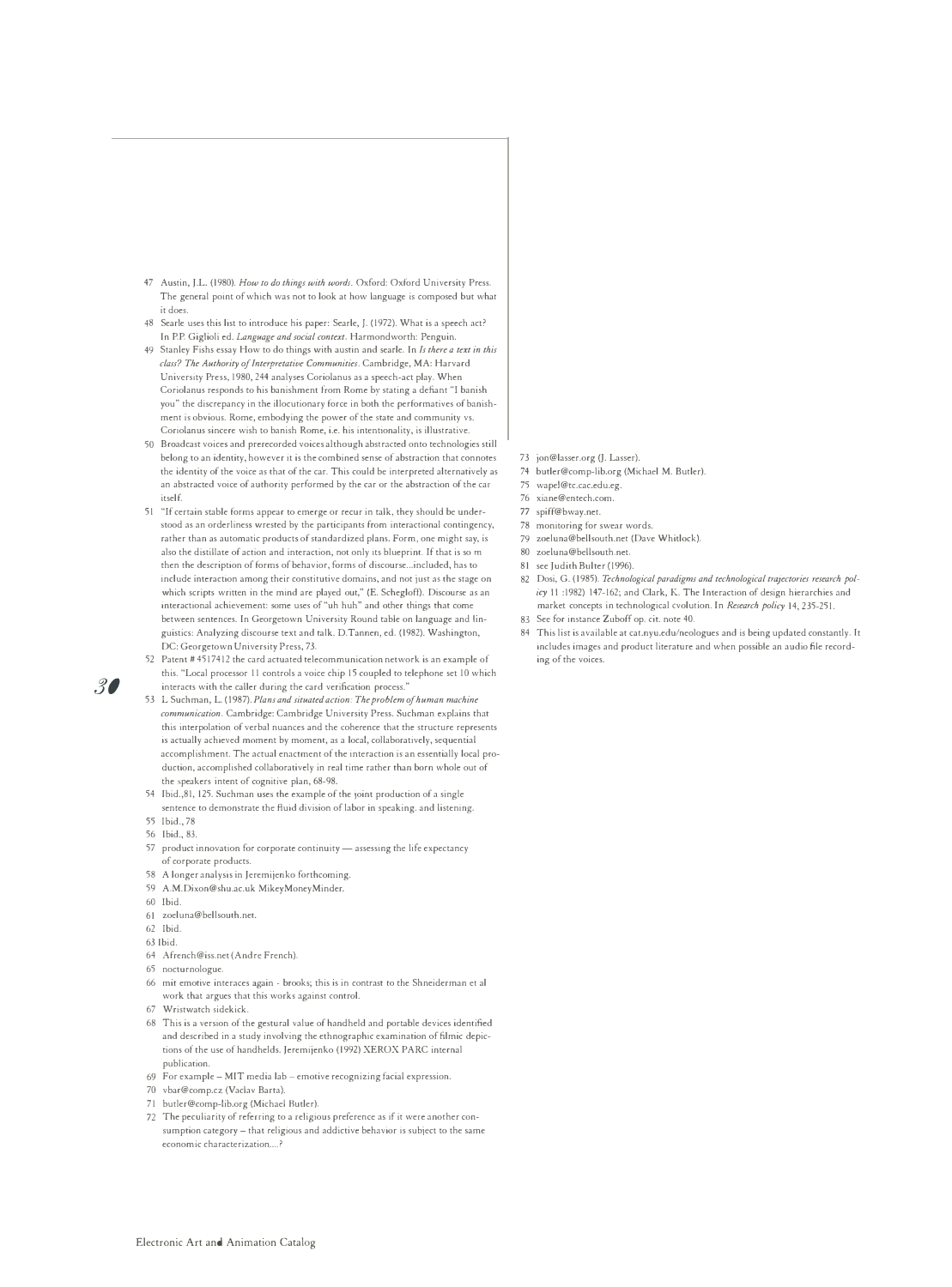47 Austin, J.L. (1980). *How to do things with words*. Oxford: Oxford University Press. The general point of which was not to look at how language is composed but what it does.

48 Searle uses this list to introduce his paper: Searle, J. (1972). What is a speech act? In P.P. Giglioli ed. *Language and social context*. Harmondworth: Penguin.

49 Stanley Fishs essay How to do things with austin and searle. In *Is there a text in this class? The Authority of Interpretative Communities*. Cambridge, MA: Harvard University Press, 1980, 244 analyses Coriolanus as a speech-act play. When Coriolanus responds to his banishment from Rome by stating a defiant "I banish you" the discrepancy in the illocutionary force in both the performatives of banishment is obvious. Rome, embodying the power of the state and community vs. Coriolanus sincere wish to banish Rome, i.e. his intentionality, is illustrative.

50 Broadcast voices and prerecorded voices although abstracted onto technologies still belong to an identity, however it is the combined sense of abstraction that connotes the identity of the voice as that of the car. This could be interpreted alternatively as an abstracted voice of authority performed by the car or the abstraction of the car itself.

51 "If certain stable forms appear to emerge or recur in talk, they should be understood as an orderliness wrested by the participants from interactional contingency, rather than as automatic products of standardized plans. Form, one might say, is also the distillate of action and interaction, not only its blueprint. If that is so m then the description of forms of behavior, forms of discourse...included, has to include interaction among their constitutive domains, and not just as the stage on which scripts written in the mind are played out," (E. Schegloff). Discourse as an interactional achievement: some uses of "uh huh" and other things that come between sentences. In Georgetown University Round table on language and linguistics: Analyzing discourse text and talk. D.Tannen, ed. (1982). Washington, DC: Georgetown University Press, 73.

52 Patent # 4517412 the card actuated telecommunication network is an example of this. "Local processor 11 controls a voice chip 15 coupled to telephone set 10 which interacts with the caller during the card verification process."

53 L Suchman, L. (1987). *Plans and situated action: The problem of human machine communication*. Cambridge: Cambridge University Press. Suchman explains that this interpolation of verbal nuances and the coherence that the structure represents is actually achieved moment by moment, as a local, collaboratively, sequential accomplishment. The actual enactment of the interaction is an essentially local production, accomplished collaboratively in real time rather than born whole out of the speakers intent of cognitive plan, 68-98.

54 Ibid.,81, 125. Suchman uses the example of the joint production of a single sentence to demonstrate the fluid division of labor in speaking. and listening.

55 Ibid., 78

56 Ibid., 83.

57 product innovation for corporate continuity — assessing the life expectancy of corporate products.

58 A longer analysis in Jeremijenko forthcoming.

59 A.M.Dixon@shu.ac.uk MikeyMoneyMinder.

60 Ibid.

61 zoeluna@bellsouth.net.

62 Ibid.

63 Ibid.

64 Afrench@iss.net (Andre French).

65 nocturnologue.

66 mit emotive interaces again - brooks; this is in contrast to the Shneiderman et al work that argues that this works against control.

67 Wristwatch sidekick.

68 This is a version of the gestural value of handheld and portable devices identified and described in a study involving the ethnographic examination of filmic depictions of the use of handhelds. Jeremijenko (1992) XEROX PARC internal publication.

69 For example – MIT media lab – emotive recognizing facial expression.

70 vbar@comp.cz (Vaclav Barta).

71 butler@comp-lib.org (Michael Butler).

72 The peculiarity of referring to a religious preference as if it were another consumption category – that religious and addictive behavior is subject to the same economic characterization....?

73 jon@lasser.org (J. Lasser).

74 butler@comp-lib.org (Michael M. Butler).

75 wapel@tc.cac.edu.eg.

76 xiane@entech.com.

77 spiff@bway.net.

78 monitoring for swear words.

79 zoeluna@bellsouth.net (Dave Whitlock).

80 zoeluna@bellsouth.net.

81 see Judith Bulter (1996).

82 Dosi, G. (1985). *Technological paradigms and technological trajectories research policy* 11 :1982) 147-162; and Clark, K. The Interaction of design hierarchies and market concepts in technological evolution. In *Research policy* 14, 235-251.

83 See for instance Zuboff op. cit. note 40.

84 This list is available at cat.nyu.edu/neologues and is being updated constantly. It includes images and product literature and when possible an audio file recording of the voices.